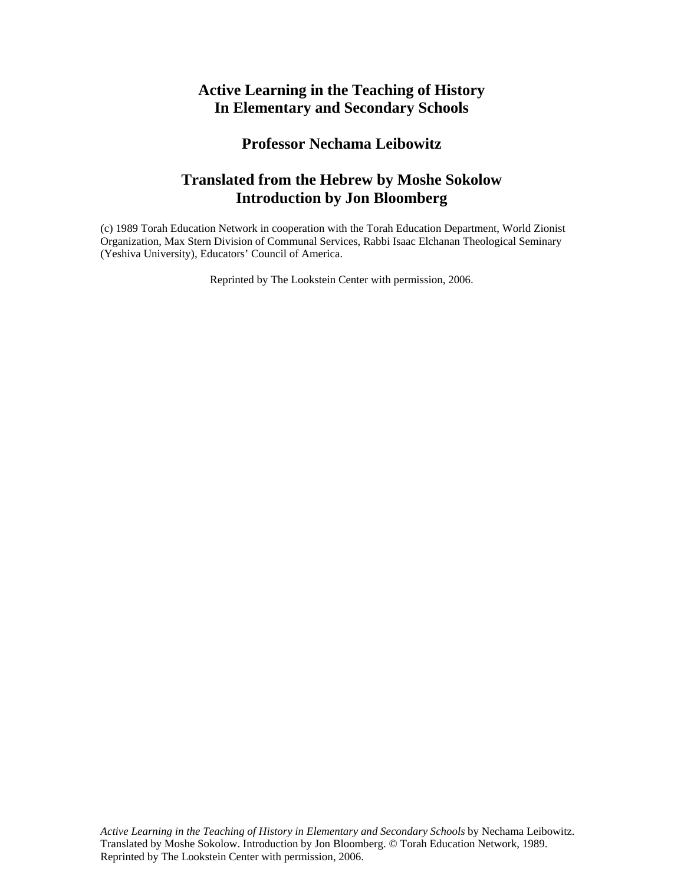# Active Learning in the Teaching of History In Elementary and Secondary Schools

## Professor Nechama Leibowitz

## Translated from the Hebrew by Moshe Sokolow Introduction by Jon Bloomberg

(c) 1989 Torah Education Network in cooperation with the Torah Education Department, World Zionist Organization, Max Stern Division of Communal Services, Rabbi Isaac Elchanan Theological Seminary (Yeshiva University), Educators' Council of America.

Reprinted by The Lookstein Center with permission, 2006.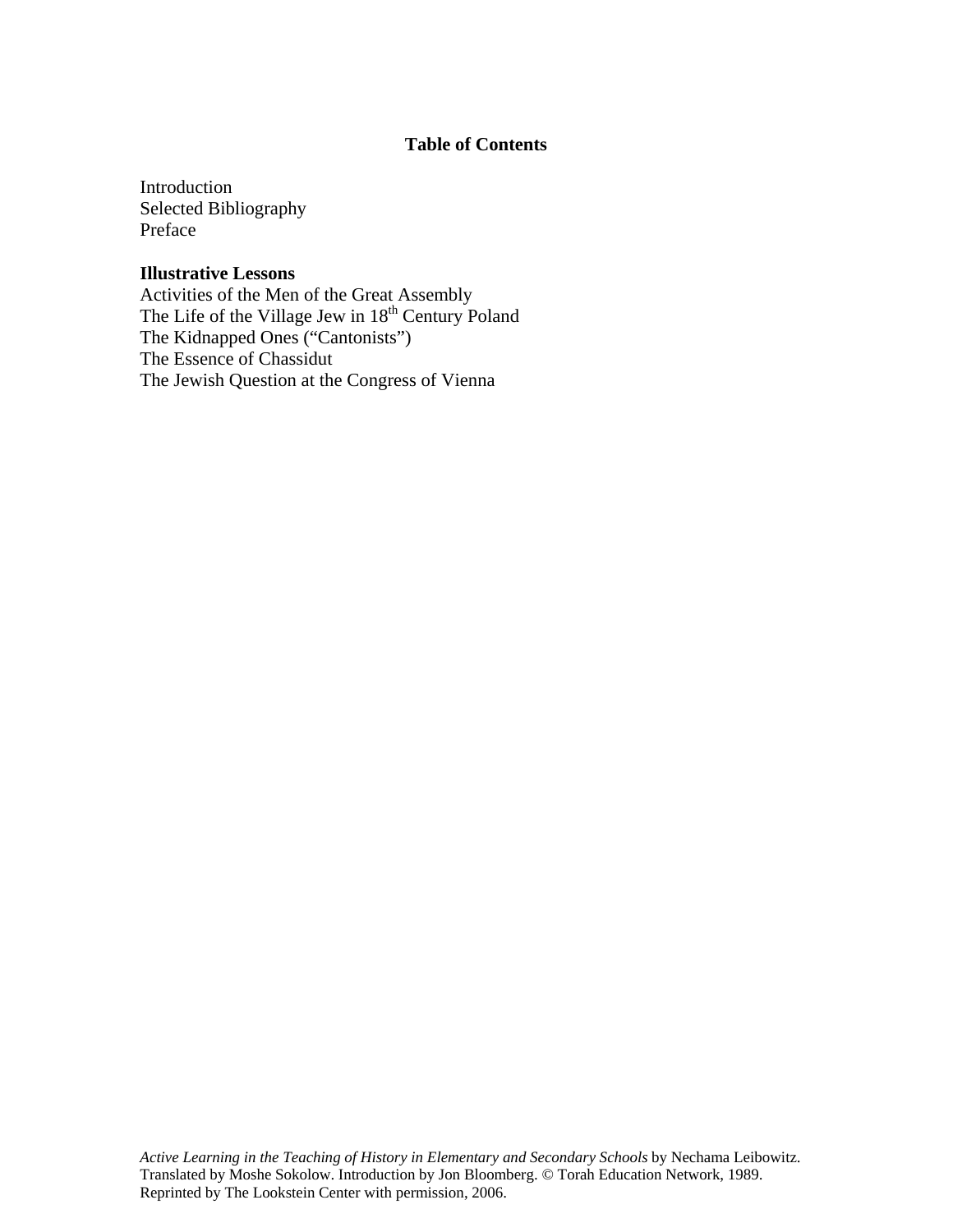# Table of Contents

Introduction
Selected Bibliography
Preface

**Illustrative Lessons**
Activities of the Men of the Great Assembly
The Life of the Village Jew in 18th Century Poland
The Kidnapped Ones ("Cantonists")
The Essence of Chassidut
The Jewish Question at the Congress of Vienna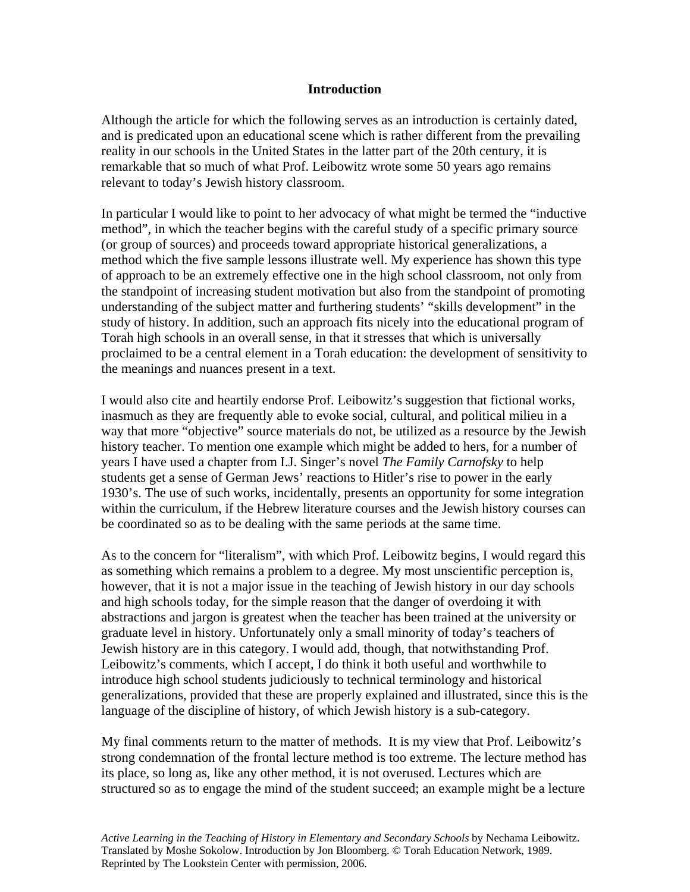## Introduction

Although the article for which the following serves as an introduction is certainly dated, and is predicated upon an educational scene which is rather different from the prevailing reality in our schools in the United States in the latter part of the 20th century, it is remarkable that so much of what Prof. Leibowitz wrote some 50 years ago remains relevant to today's Jewish history classroom.

In particular I would like to point to her advocacy of what might be termed the "inductive method", in which the teacher begins with the careful study of a specific primary source (or group of sources) and proceeds toward appropriate historical generalizations, a method which the five sample lessons illustrate well. My experience has shown this type of approach to be an extremely effective one in the high school classroom, not only from the standpoint of increasing student motivation but also from the standpoint of promoting understanding of the subject matter and furthering students' "skills development" in the study of history. In addition, such an approach fits nicely into the educational program of Torah high schools in an overall sense, in that it stresses that which is universally proclaimed to be a central element in a Torah education: the development of sensitivity to the meanings and nuances present in a text.

I would also cite and heartily endorse Prof. Leibowitz's suggestion that fictional works, inasmuch as they are frequently able to evoke social, cultural, and political milieu in a way that more "objective" source materials do not, be utilized as a resource by the Jewish history teacher. To mention one example which might be added to hers, for a number of years I have used a chapter from I.J. Singer's novel *The Family Carnofsky* to help students get a sense of German Jews' reactions to Hitler's rise to power in the early 1930's. The use of such works, incidentally, presents an opportunity for some integration within the curriculum, if the Hebrew literature courses and the Jewish history courses can be coordinated so as to be dealing with the same periods at the same time.

As to the concern for "literalism", with which Prof. Leibowitz begins, I would regard this as something which remains a problem to a degree. My most unscientific perception is, however, that it is not a major issue in the teaching of Jewish history in our day schools and high schools today, for the simple reason that the danger of overdoing it with abstractions and jargon is greatest when the teacher has been trained at the university or graduate level in history. Unfortunately only a small minority of today's teachers of Jewish history are in this category. I would add, though, that notwithstanding Prof. Leibowitz's comments, which I accept, I do think it both useful and worthwhile to introduce high school students judiciously to technical terminology and historical generalizations, provided that these are properly explained and illustrated, since this is the language of the discipline of history, of which Jewish history is a sub-category.

My final comments return to the matter of methods. It is my view that Prof. Leibowitz's strong condemnation of the frontal lecture method is too extreme. The lecture method has its place, so long as, like any other method, it is not overused. Lectures which are structured so as to engage the mind of the student succeed; an example might be a lecture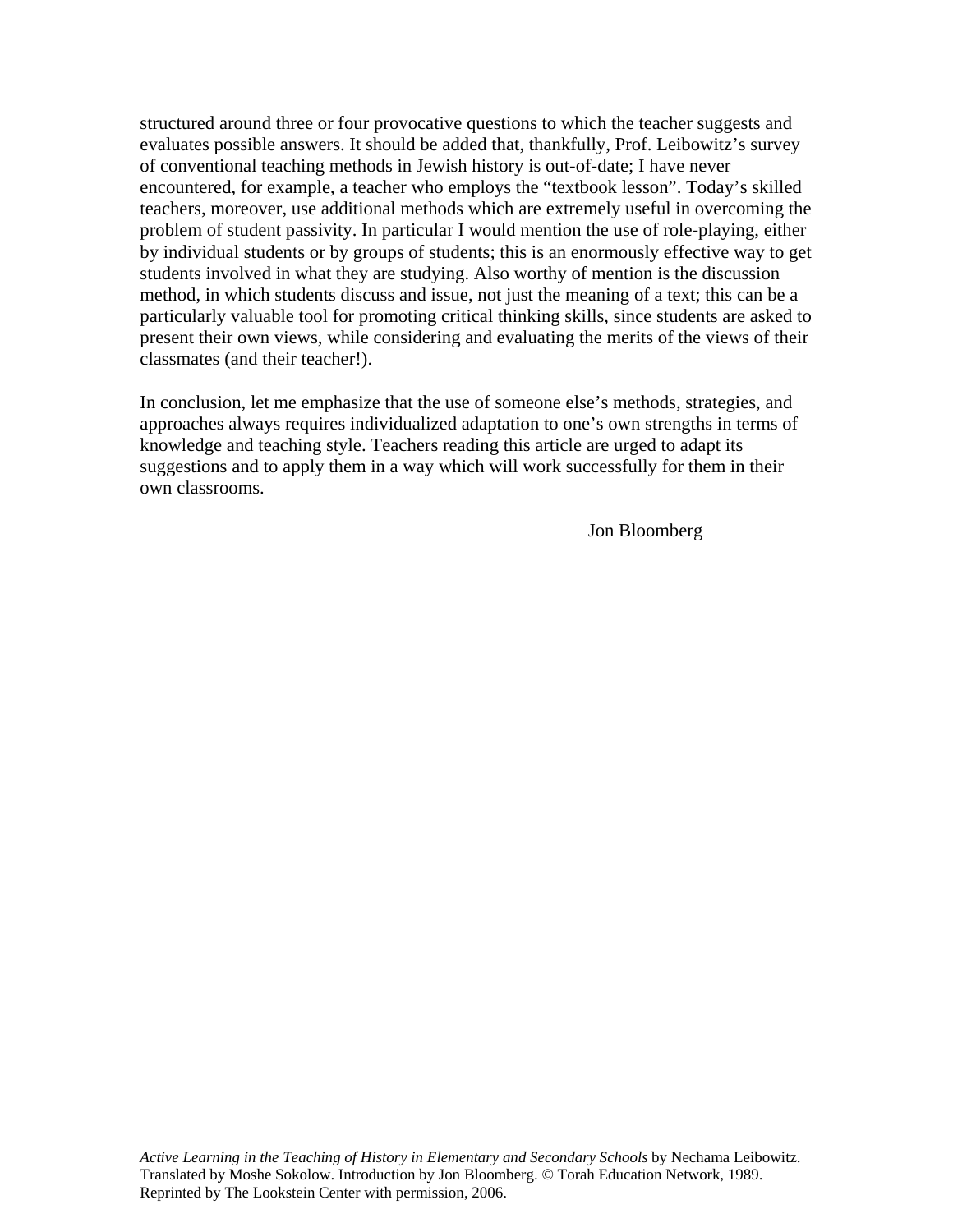structured around three or four provocative questions to which the teacher suggests and evaluates possible answers. It should be added that, thankfully, Prof. Leibowitz's survey of conventional teaching methods in Jewish history is out-of-date; I have never encountered, for example, a teacher who employs the "textbook lesson". Today's skilled teachers, moreover, use additional methods which are extremely useful in overcoming the problem of student passivity. In particular I would mention the use of role-playing, either by individual students or by groups of students; this is an enormously effective way to get students involved in what they are studying. Also worthy of mention is the discussion method, in which students discuss and issue, not just the meaning of a text; this can be a particularly valuable tool for promoting critical thinking skills, since students are asked to present their own views, while considering and evaluating the merits of the views of their classmates (and their teacher!).

In conclusion, let me emphasize that the use of someone else's methods, strategies, and approaches always requires individualized adaptation to one's own strengths in terms of knowledge and teaching style. Teachers reading this article are urged to adapt its suggestions and to apply them in a way which will work successfully for them in their own classrooms.

Jon Bloomberg

*Active Learning in the Teaching of History in Elementary and Secondary Schools* by Nechama Leibowitz. Translated by Moshe Sokolow. Introduction by Jon Bloomberg. © Torah Education Network, 1989. Reprinted by The Lookstein Center with permission, 2006.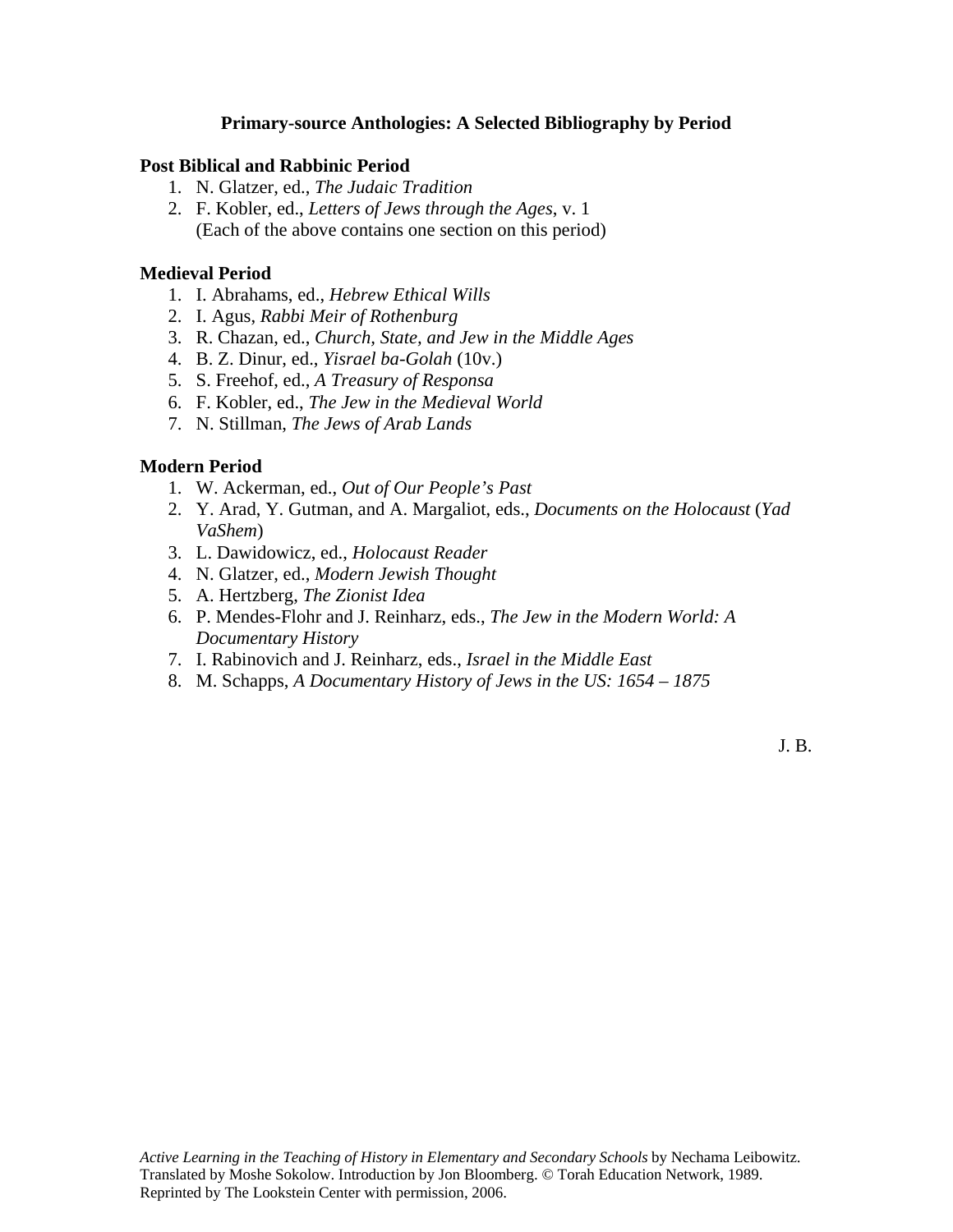## Primary-source Anthologies: A Selected Bibliography by Period

### Post Biblical and Rabbinic Period

1. N. Glatzer, ed., *The Judaic Tradition*
2. F. Kobler, ed., *Letters of Jews through the Ages*, v. 1
   (Each of the above contains one section on this period)

### Medieval Period

1. I. Abrahams, ed., *Hebrew Ethical Wills*
2. I. Agus, *Rabbi Meir of Rothenburg*
3. R. Chazan, ed., *Church, State, and Jew in the Middle Ages*
4. B. Z. Dinur, ed., *Yisrael ba-Golah* (10v.)
5. S. Freehof, ed., *A Treasury of Responsa*
6. F. Kobler, ed., *The Jew in the Medieval World*
7. N. Stillman, *The Jews of Arab Lands*

### Modern Period

1. W. Ackerman, ed., *Out of Our People's Past*
2. Y. Arad, Y. Gutman, and A. Margaliot, eds., *Documents on the Holocaust* (*Yad VaShem*)
3. L. Dawidowicz, ed., *Holocaust Reader*
4. N. Glatzer, ed., *Modern Jewish Thought*
5. A. Hertzberg, *The Zionist Idea*
6. P. Mendes-Flohr and J. Reinharz, eds., *The Jew in the Modern World: A Documentary History*
7. I. Rabinovich and J. Reinharz, eds., *Israel in the Middle East*
8. M. Schapps, *A Documentary History of Jews in the US: 1654 – 1875*

J. B.

*Active Learning in the Teaching of History in Elementary and Secondary Schools* by Nechama Leibowitz. Translated by Moshe Sokolow. Introduction by Jon Bloomberg. © Torah Education Network, 1989. Reprinted by The Lookstein Center with permission, 2006.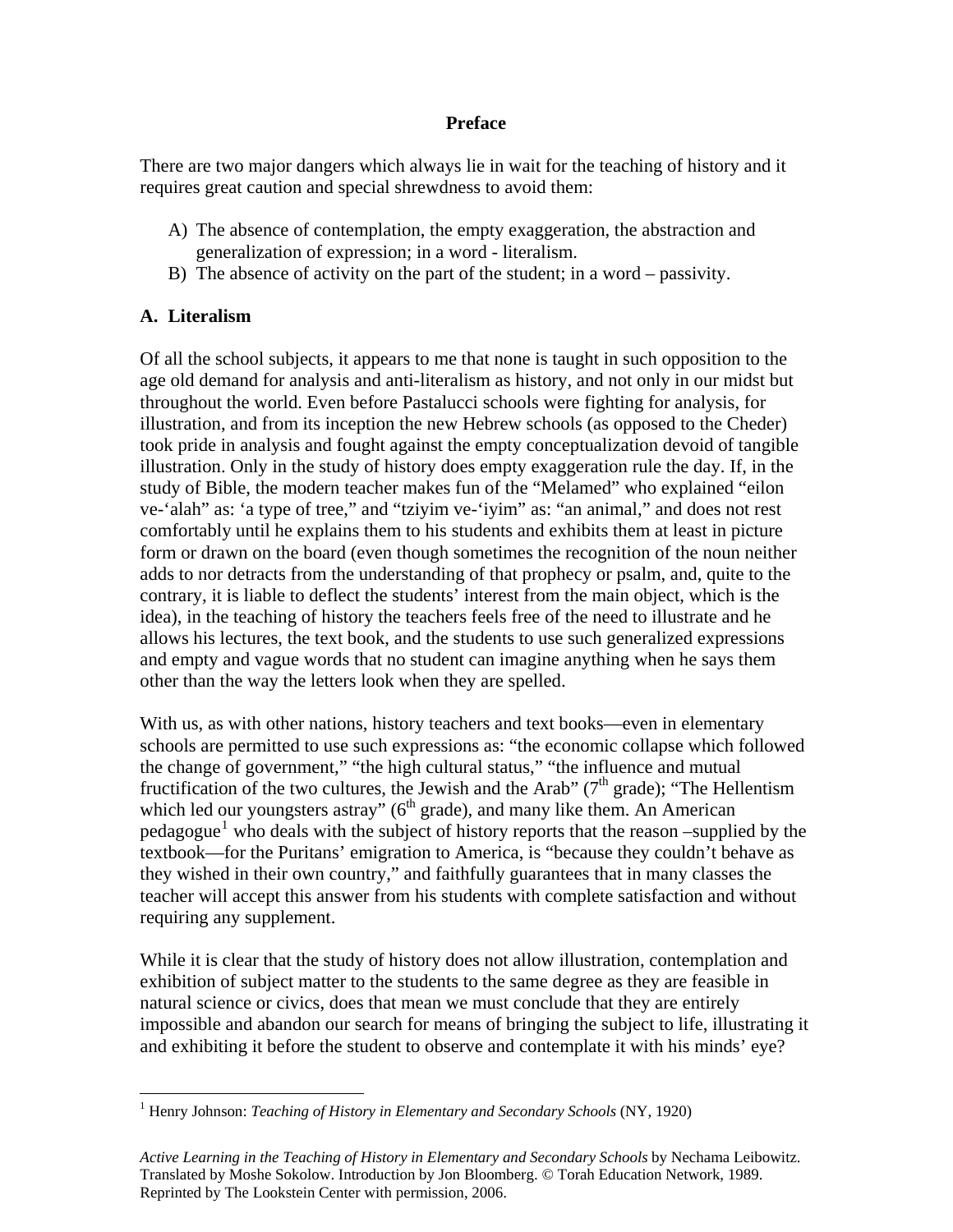## Preface

There are two major dangers which always lie in wait for the teaching of history and it requires great caution and special shrewdness to avoid them:

A) The absence of contemplation, the empty exaggeration, the abstraction and generalization of expression; in a word - literalism.
B) The absence of activity on the part of the student; in a word – passivity.

### A. Literalism

Of all the school subjects, it appears to me that none is taught in such opposition to the age old demand for analysis and anti-literalism as history, and not only in our midst but throughout the world. Even before Pastalucci schools were fighting for analysis, for illustration, and from its inception the new Hebrew schools (as opposed to the Cheder) took pride in analysis and fought against the empty conceptualization devoid of tangible illustration. Only in the study of history does empty exaggeration rule the day. If, in the study of Bible, the modern teacher makes fun of the "Melamed" who explained "eilon ve-'alah" as: 'a type of tree," and "tziyim ve-'iyim" as: "an animal," and does not rest comfortably until he explains them to his students and exhibits them at least in picture form or drawn on the board (even though sometimes the recognition of the noun neither adds to nor detracts from the understanding of that prophecy or psalm, and, quite to the contrary, it is liable to deflect the students' interest from the main object, which is the idea), in the teaching of history the teachers feels free of the need to illustrate and he allows his lectures, the text book, and the students to use such generalized expressions and empty and vague words that no student can imagine anything when he says them other than the way the letters look when they are spelled.

With us, as with other nations, history teachers and text books—even in elementary schools are permitted to use such expressions as: "the economic collapse which followed the change of government," "the high cultural status," "the influence and mutual fructification of the two cultures, the Jewish and the Arab" (7th grade); "The Hellentism which led our youngsters astray" (6th grade), and many like them. An American pedagogue[1] who deals with the subject of history reports that the reason –supplied by the textbook—for the Puritans' emigration to America, is "because they couldn't behave as they wished in their own country," and faithfully guarantees that in many classes the teacher will accept this answer from his students with complete satisfaction and without requiring any supplement.

While it is clear that the study of history does not allow illustration, contemplation and exhibition of subject matter to the students to the same degree as they are feasible in natural science or civics, does that mean we must conclude that they are entirely impossible and abandon our search for means of bringing the subject to life, illustrating it and exhibiting it before the student to observe and contemplate it with his minds' eye?

[1] Henry Johnson: *Teaching of History in Elementary and Secondary Schools* (NY, 1920)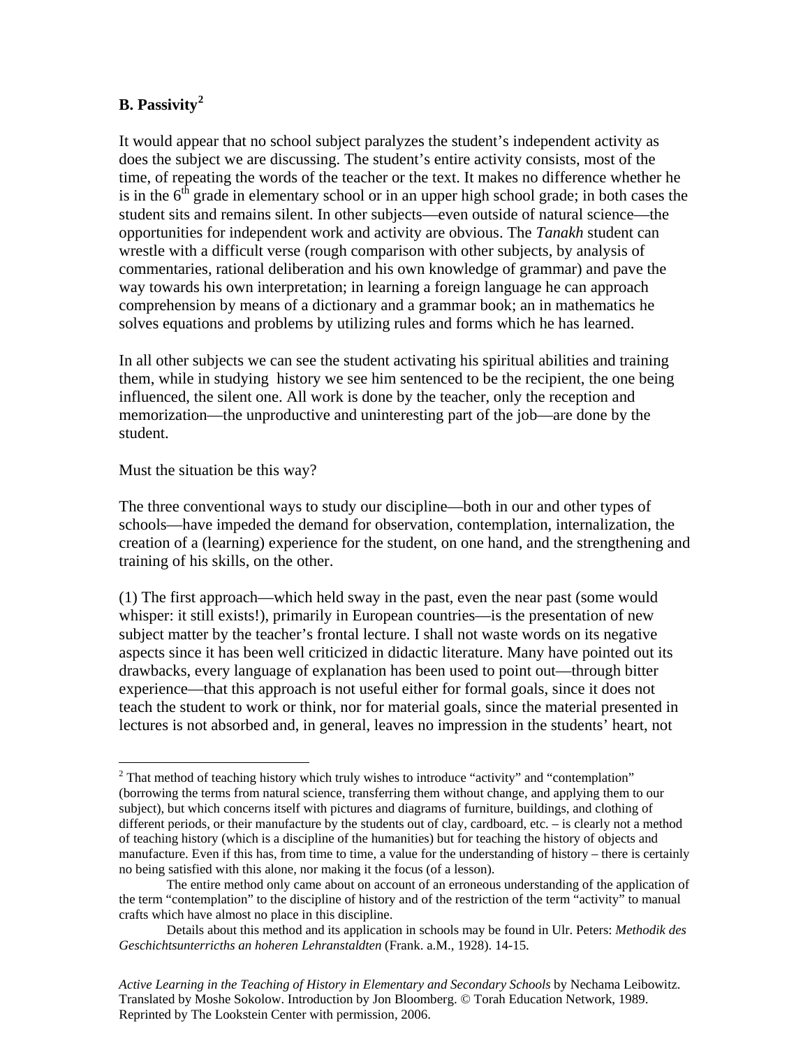**B. Passivity**[2]

It would appear that no school subject paralyzes the student's independent activity as does the subject we are discussing. The student's entire activity consists, most of the time, of repeating the words of the teacher or the text. It makes no difference whether he is in the 6th grade in elementary school or in an upper high school grade; in both cases the student sits and remains silent. In other subjects—even outside of natural science—the opportunities for independent work and activity are obvious. The *Tanakh* student can wrestle with a difficult verse (rough comparison with other subjects, by analysis of commentaries, rational deliberation and his own knowledge of grammar) and pave the way towards his own interpretation; in learning a foreign language he can approach comprehension by means of a dictionary and a grammar book; an in mathematics he solves equations and problems by utilizing rules and forms which he has learned.

In all other subjects we can see the student activating his spiritual abilities and training them, while in studying history we see him sentenced to be the recipient, the one being influenced, the silent one. All work is done by the teacher, only the reception and memorization—the unproductive and uninteresting part of the job—are done by the student.

Must the situation be this way?

The three conventional ways to study our discipline—both in our and other types of schools—have impeded the demand for observation, contemplation, internalization, the creation of a (learning) experience for the student, on one hand, and the strengthening and training of his skills, on the other.

(1) The first approach—which held sway in the past, even the near past (some would whisper: it still exists!), primarily in European countries—is the presentation of new subject matter by the teacher's frontal lecture. I shall not waste words on its negative aspects since it has been well criticized in didactic literature. Many have pointed out its drawbacks, every language of explanation has been used to point out—through bitter experience—that this approach is not useful either for formal goals, since it does not teach the student to work or think, nor for material goals, since the material presented in lectures is not absorbed and, in general, leaves no impression in the students' heart, not

---

[2] That method of teaching history which truly wishes to introduce "activity" and "contemplation" (borrowing the terms from natural science, transferring them without change, and applying them to our subject), but which concerns itself with pictures and diagrams of furniture, buildings, and clothing of different periods, or their manufacture by the students out of clay, cardboard, etc. – is clearly not a method of teaching history (which is a discipline of the humanities) but for teaching the history of objects and manufacture. Even if this has, from time to time, a value for the understanding of history – there is certainly no being satisfied with this alone, nor making it the focus (of a lesson).

The entire method only came about on account of an erroneous understanding of the application of the term "contemplation" to the discipline of history and of the restriction of the term "activity" to manual crafts which have almost no place in this discipline.

Details about this method and its application in schools may be found in Ulr. Peters: *Methodik des Geschichtsunterricths an hoheren Lehranstaldten* (Frank. a.M., 1928). 14-15.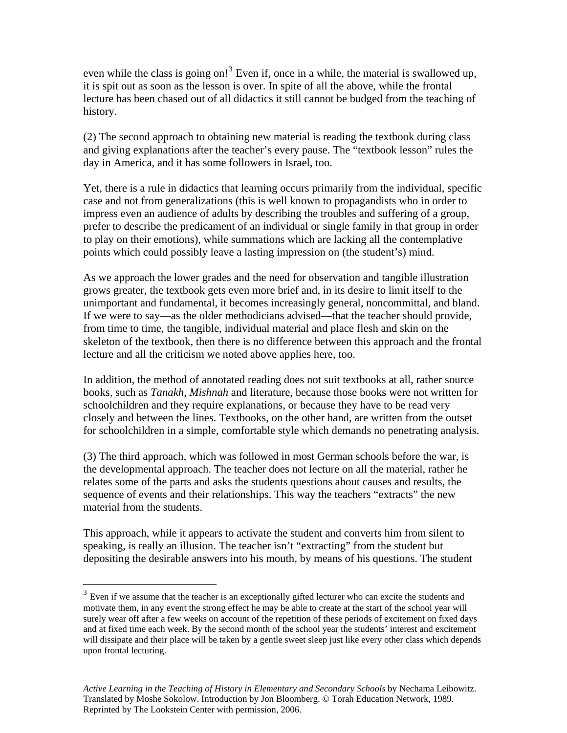even while the class is going on![3] Even if, once in a while, the material is swallowed up, it is spit out as soon as the lesson is over. In spite of all the above, while the frontal lecture has been chased out of all didactics it still cannot be budged from the teaching of history.

(2) The second approach to obtaining new material is reading the textbook during class and giving explanations after the teacher's every pause. The "textbook lesson" rules the day in America, and it has some followers in Israel, too.

Yet, there is a rule in didactics that learning occurs primarily from the individual, specific case and not from generalizations (this is well known to propagandists who in order to impress even an audience of adults by describing the troubles and suffering of a group, prefer to describe the predicament of an individual or single family in that group in order to play on their emotions), while summations which are lacking all the contemplative points which could possibly leave a lasting impression on (the student's) mind.

As we approach the lower grades and the need for observation and tangible illustration grows greater, the textbook gets even more brief and, in its desire to limit itself to the unimportant and fundamental, it becomes increasingly general, noncommittal, and bland. If we were to say—as the older methodicians advised—that the teacher should provide, from time to time, the tangible, individual material and place flesh and skin on the skeleton of the textbook, then there is no difference between this approach and the frontal lecture and all the criticism we noted above applies here, too.

In addition, the method of annotated reading does not suit textbooks at all, rather source books, such as *Tanakh*, *Mishnah* and literature, because those books were not written for schoolchildren and they require explanations, or because they have to be read very closely and between the lines. Textbooks, on the other hand, are written from the outset for schoolchildren in a simple, comfortable style which demands no penetrating analysis.

(3) The third approach, which was followed in most German schools before the war, is the developmental approach. The teacher does not lecture on all the material, rather he relates some of the parts and asks the students questions about causes and results, the sequence of events and their relationships. This way the teachers "extracts" the new material from the students.

This approach, while it appears to activate the student and converts him from silent to speaking, is really an illusion. The teacher isn't "extracting" from the student but depositing the desirable answers into his mouth, by means of his questions. The student

---

[3] Even if we assume that the teacher is an exceptionally gifted lecturer who can excite the students and motivate them, in any event the strong effect he may be able to create at the start of the school year will surely wear off after a few weeks on account of the repetition of these periods of excitement on fixed days and at fixed time each week. By the second month of the school year the students' interest and excitement will dissipate and their place will be taken by a gentle sweet sleep just like every other class which depends upon frontal lecturing.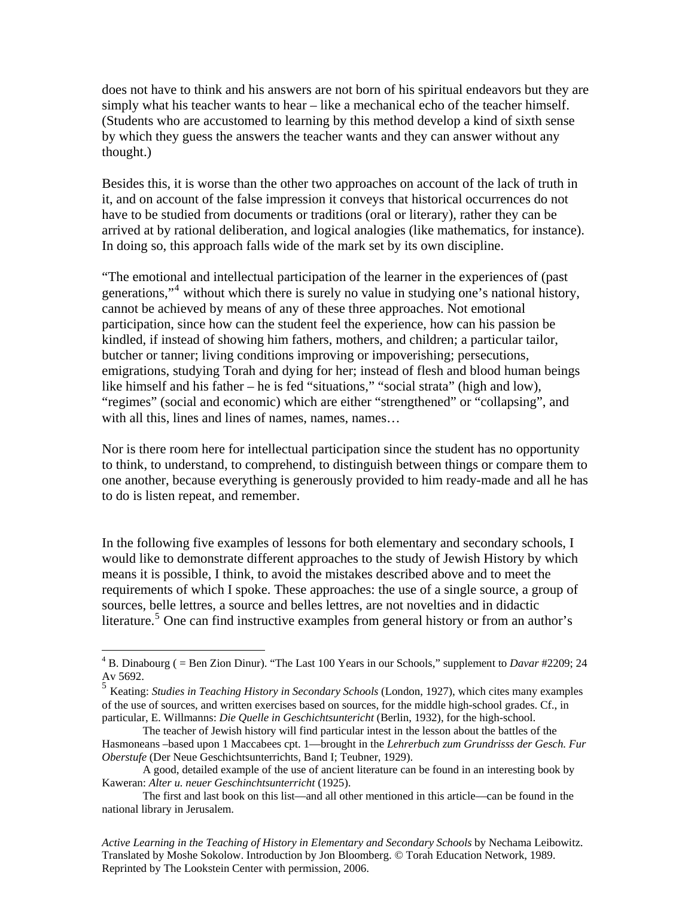does not have to think and his answers are not born of his spiritual endeavors but they are simply what his teacher wants to hear – like a mechanical echo of the teacher himself. (Students who are accustomed to learning by this method develop a kind of sixth sense by which they guess the answers the teacher wants and they can answer without any thought.)

Besides this, it is worse than the other two approaches on account of the lack of truth in it, and on account of the false impression it conveys that historical occurrences do not have to be studied from documents or traditions (oral or literary), rather they can be arrived at by rational deliberation, and logical analogies (like mathematics, for instance). In doing so, this approach falls wide of the mark set by its own discipline.

“The emotional and intellectual participation of the learner in the experiences of (past generations,”[4] without which there is surely no value in studying one’s national history, cannot be achieved by means of any of these three approaches. Not emotional participation, since how can the student feel the experience, how can his passion be kindled, if instead of showing him fathers, mothers, and children; a particular tailor, butcher or tanner; living conditions improving or impoverishing; persecutions, emigrations, studying Torah and dying for her; instead of flesh and blood human beings like himself and his father – he is fed “situations,” “social strata” (high and low), “regimes” (social and economic) which are either “strengthened” or “collapsing”, and with all this, lines and lines of names, names, names…

Nor is there room here for intellectual participation since the student has no opportunity to think, to understand, to comprehend, to distinguish between things or compare them to one another, because everything is generously provided to him ready-made and all he has to do is listen repeat, and remember.

In the following five examples of lessons for both elementary and secondary schools, I would like to demonstrate different approaches to the study of Jewish History by which means it is possible, I think, to avoid the mistakes described above and to meet the requirements of which I spoke. These approaches: the use of a single source, a group of sources, belle lettres, a source and belles lettres, are not novelties and in didactic literature.[5] One can find instructive examples from general history or from an author’s

---

[4] B. Dinabourg ( = Ben Zion Dinur). “The Last 100 Years in our Schools,” supplement to *Davar* #2209; 24 Av 5692.

[5] Keating: *Studies in Teaching History in Secondary Schools* (London, 1927), which cites many examples of the use of sources, and written exercises based on sources, for the middle high-school grades. Cf., in particular, E. Willmanns: *Die Quelle in Geschichtsunterricht* (Berlin, 1932), for the high-school.

The teacher of Jewish history will find particular intest in the lesson about the battles of the Hasmoneans –based upon 1 Maccabees cpt. 1—brought in the *Lehrerbuch zum Grundrisss der Gesch. Fur Oberstufe* (Der Neue Geschichtsunterrichts, Band I; Teubner, 1929).

A good, detailed example of the use of ancient literature can be found in an interesting book by Kaweran: *Alter u. neuer Geschinchtsunterricht* (1925).

The first and last book on this list—and all other mentioned in this article—can be found in the national library in Jerusalem.

*Active Learning in the Teaching of History in Elementary and Secondary Schools* by Nechama Leibowitz. Translated by Moshe Sokolow. Introduction by Jon Bloomberg. © Torah Education Network, 1989. Reprinted by The Lookstein Center with permission, 2006.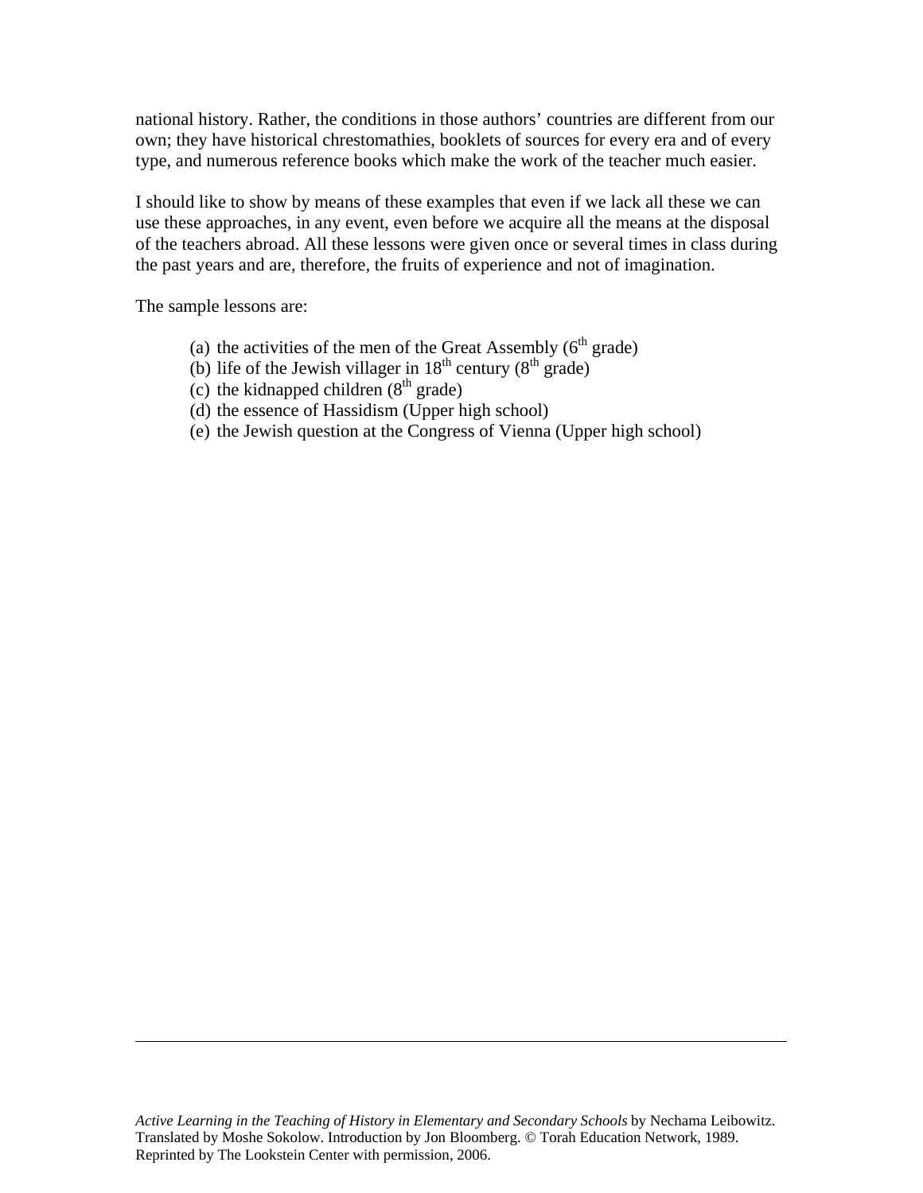national history. Rather, the conditions in those authors' countries are different from our own; they have historical chrestomathies, booklets of sources for every era and of every type, and numerous reference books which make the work of the teacher much easier.

I should like to show by means of these examples that even if we lack all these we can use these approaches, in any event, even before we acquire all the means at the disposal of the teachers abroad. All these lessons were given once or several times in class during the past years and are, therefore, the fruits of experience and not of imagination.

The sample lessons are:

(a) the activities of the men of the Great Assembly (6th grade)
(b) life of the Jewish villager in 18th century (8th grade)
(c) the kidnapped children (8th grade)
(d) the essence of Hassidism (Upper high school)
(e) the Jewish question at the Congress of Vienna (Upper high school)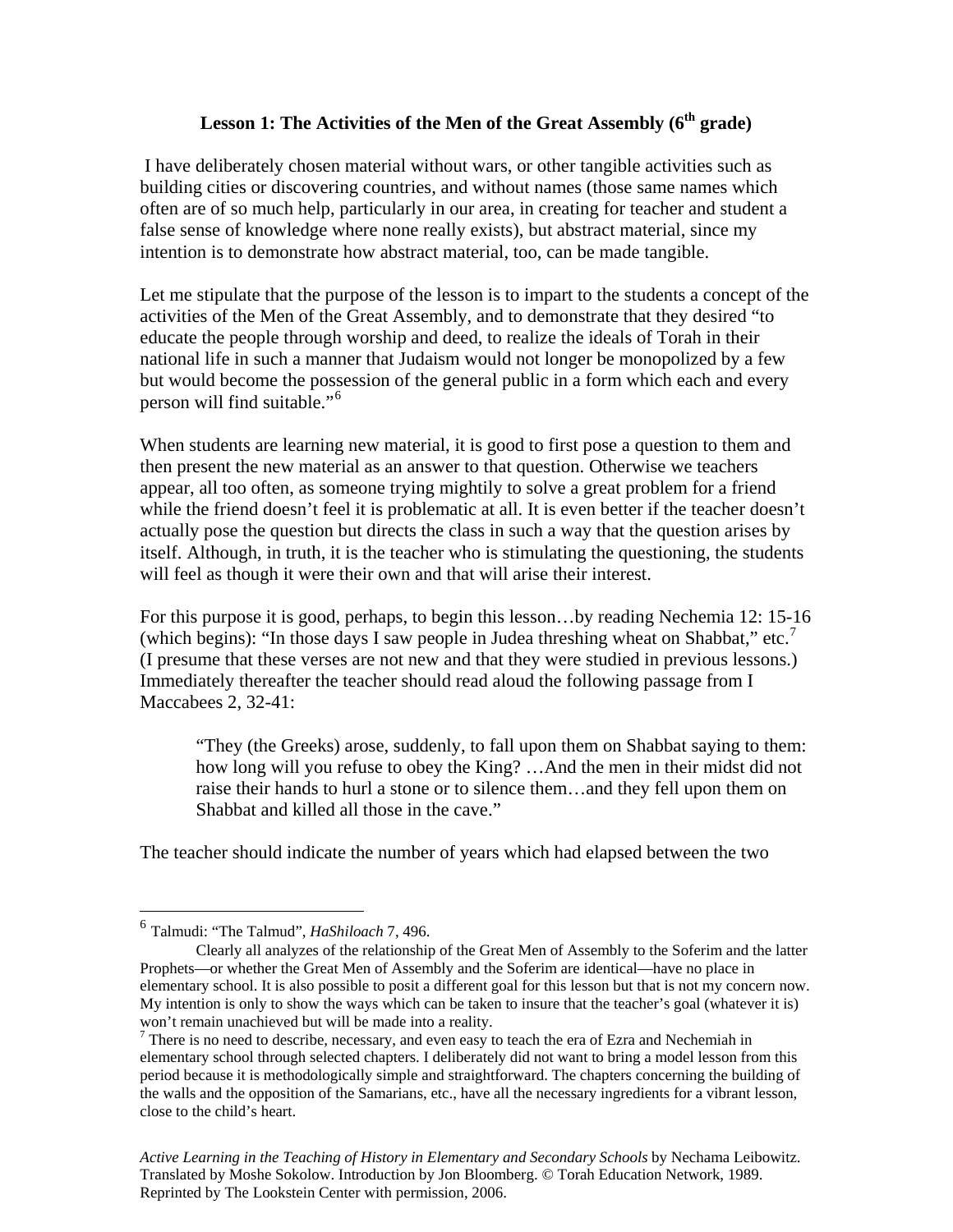## Lesson 1: The Activities of the Men of the Great Assembly (6th grade)

I have deliberately chosen material without wars, or other tangible activities such as building cities or discovering countries, and without names (those same names which often are of so much help, particularly in our area, in creating for teacher and student a false sense of knowledge where none really exists), but abstract material, since my intention is to demonstrate how abstract material, too, can be made tangible.

Let me stipulate that the purpose of the lesson is to impart to the students a concept of the activities of the Men of the Great Assembly, and to demonstrate that they desired "to educate the people through worship and deed, to realize the ideals of Torah in their national life in such a manner that Judaism would not longer be monopolized by a few but would become the possession of the general public in a form which each and every person will find suitable."[6]

When students are learning new material, it is good to first pose a question to them and then present the new material as an answer to that question. Otherwise we teachers appear, all too often, as someone trying mightily to solve a great problem for a friend while the friend doesn't feel it is problematic at all. It is even better if the teacher doesn't actually pose the question but directs the class in such a way that the question arises by itself. Although, in truth, it is the teacher who is stimulating the questioning, the students will feel as though it were their own and that will arise their interest.

For this purpose it is good, perhaps, to begin this lesson…by reading Nechemia 12: 15-16 (which begins): "In those days I saw people in Judea threshing wheat on Shabbat," etc.[7] (I presume that these verses are not new and that they were studied in previous lessons.) Immediately thereafter the teacher should read aloud the following passage from I Maccabees 2, 32-41:

> "They (the Greeks) arose, suddenly, to fall upon them on Shabbat saying to them: how long will you refuse to obey the King? …And the men in their midst did not raise their hands to hurl a stone or to silence them…and they fell upon them on Shabbat and killed all those in the cave."

The teacher should indicate the number of years which had elapsed between the two

---

[6] Talmudi: "The Talmud", *HaShiloach* 7, 496.

Clearly all analyzes of the relationship of the Great Men of Assembly to the Soferim and the latter Prophets—or whether the Great Men of Assembly and the Soferim are identical—have no place in elementary school. It is also possible to posit a different goal for this lesson but that is not my concern now. My intention is only to show the ways which can be taken to insure that the teacher's goal (whatever it is) won't remain unachieved but will be made into a reality.

[7] There is no need to describe, necessary, and even easy to teach the era of Ezra and Nechemiah in elementary school through selected chapters. I deliberately did not want to bring a model lesson from this period because it is methodologically simple and straightforward. The chapters concerning the building of the walls and the opposition of the Samarians, etc., have all the necessary ingredients for a vibrant lesson, close to the child's heart.

*Active Learning in the Teaching of History in Elementary and Secondary Schools* by Nechama Leibowitz. Translated by Moshe Sokolow. Introduction by Jon Bloomberg. © Torah Education Network, 1989. Reprinted by The Lookstein Center with permission, 2006.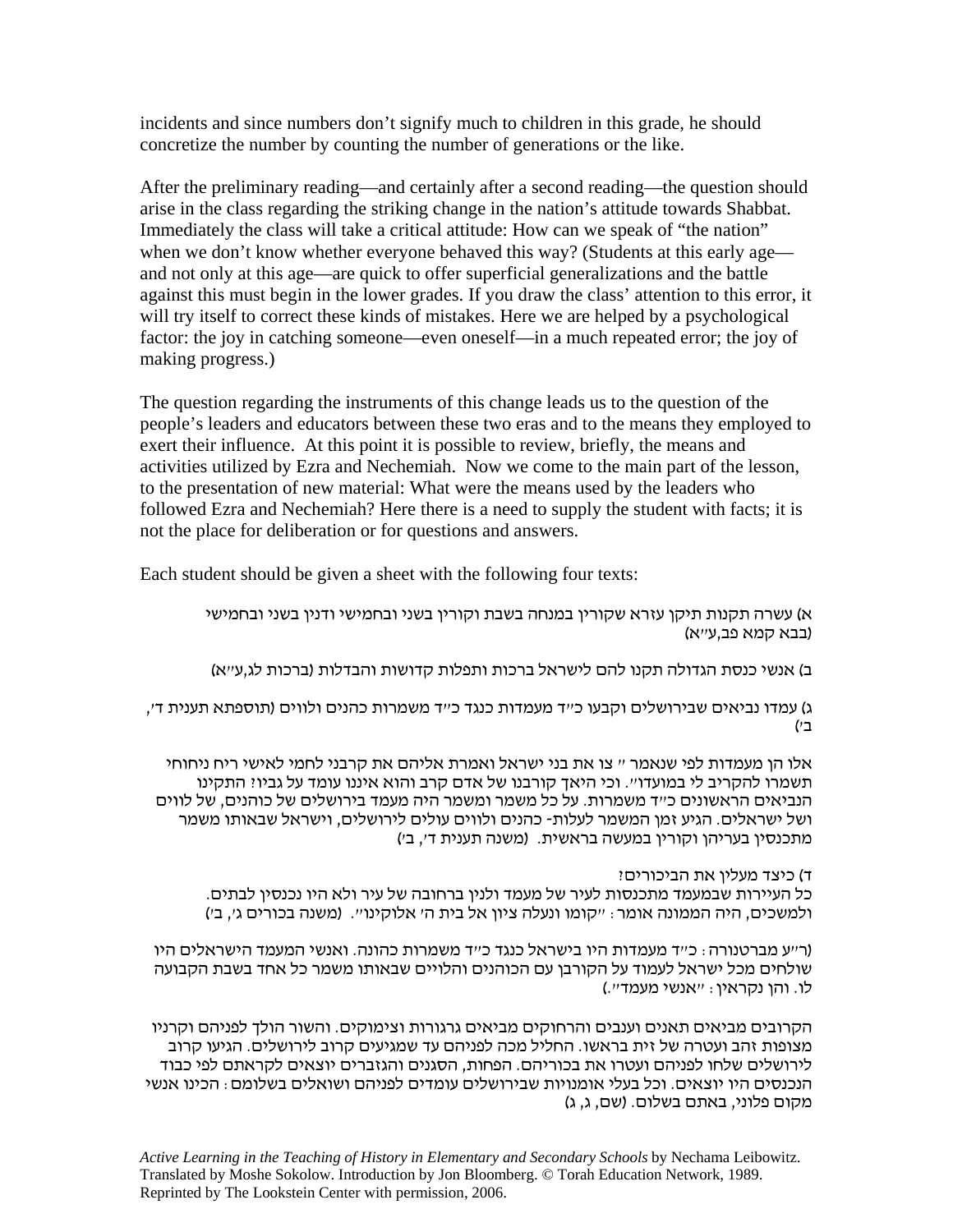incidents and since numbers don't signify much to children in this grade, he should concretize the number by counting the number of generations or the like.

After the preliminary reading—and certainly after a second reading—the question should arise in the class regarding the striking change in the nation's attitude towards Shabbat. Immediately the class will take a critical attitude: How can we speak of "the nation" when we don't know whether everyone behaved this way? (Students at this early age—and not only at this age—are quick to offer superficial generalizations and the battle against this must begin in the lower grades. If you draw the class' attention to this error, it will try itself to correct these kinds of mistakes. Here we are helped by a psychological factor: the joy in catching someone—even oneself—in a much repeated error; the joy of making progress.)

The question regarding the instruments of this change leads us to the question of the people's leaders and educators between these two eras and to the means they employed to exert their influence. At this point it is possible to review, briefly, the means and activities utilized by Ezra and Nechemiah. Now we come to the main part of the lesson, to the presentation of new material: What were the means used by the leaders who followed Ezra and Nechemiah? Here there is a need to supply the student with facts; it is not the place for deliberation or for questions and answers.

Each student should be given a sheet with the following four texts:

א) עשרה תקנות תיקן עזרא שקורין במנחה בשבת וקורין בשני ובחמישי ודנין בשני ובחמישי (בבא קמא פב,ע"א)

ב) אנשי כנסת הגדולה תקנו להם לישראל ברכות ותפלות קדושות והבדלות (ברכות לג,ע"א)

ג) עמדו נביאים שבירושלים וקבעו כ"ד מעמדות כנגד כ"ד משמרות כהנים ולווים (תוספתא תענית ד', ב')

אלו הן מעמדות לפי שנאמר " צו את בני ישראל ואמרת אליהם את קרבני לחמי לאישי ריח ניחוחי תשמרו להקריב לי במועדו". וכי היאך קורבנו של אדם קרב והוא איננו עומד על גביו? התקינו הנביאים הראשונים כ"ד משמרות. על כל משמר ומשמר היה מעמד בירושלים של כוהנים, של לווים ושל ישראלים. הגיע זמן המשמר לעלות- כהנים ולווים עולים לירושלים, וישראל שבאותו משמר מתכנסין בעריהן וקורין במעשה בראשית. (משנה תענית ד', ב')

ד) כיצד מעלין את הביכורים?
כל העיירות שבמעמד מתכנסות לעיר של מעמד ולנין ברחובה של עיר ולא היו נכנסין לבתים. ולמשכים, היה הממונה אומר: "קומו ונעלה ציון אל בית ה' אלוקינו". (משנה בכורים ג', ב')

(ר"ע מברטנורה: כ"ד מעמדות היו בישראל כנגד כ"ד משמרות כהונה. ואנשי המעמד הישראלים היו שולחים מכל ישראל לעמוד על הקורבן עם הכוהנים והלויים שבאותו משמר כל אחד בשבת הקבועה לו. והן נקראין: "אנשי מעמד".)

הקרובים מביאים תאנים וענבים והרחוקים מביאים גרגורות וצימוקים. והשור הולך לפניהם וקרניו מצופות זהב ועטרה של זית בראשו. החליל מכה לפניהם עד שמגיעים קרוב לירושלים. הגיעו קרוב לירושלים שלחו לפניהם ועטרו את בכוריהם. הפחות, הסגנים והגזברים יוצאים לקראתם לפי כבוד הנכנסים היו יוצאים. וכל בעלי אומנויות שבירושלים עומדים לפניהם ושואלים בשלומם: הכינו אנשי מקום פלוני, באתם בשלום. (שם, ג, ג)

*Active Learning in the Teaching of History in Elementary and Secondary Schools* by Nechama Leibowitz. Translated by Moshe Sokolow. Introduction by Jon Bloomberg. © Torah Education Network, 1989. Reprinted by The Lookstein Center with permission, 2006.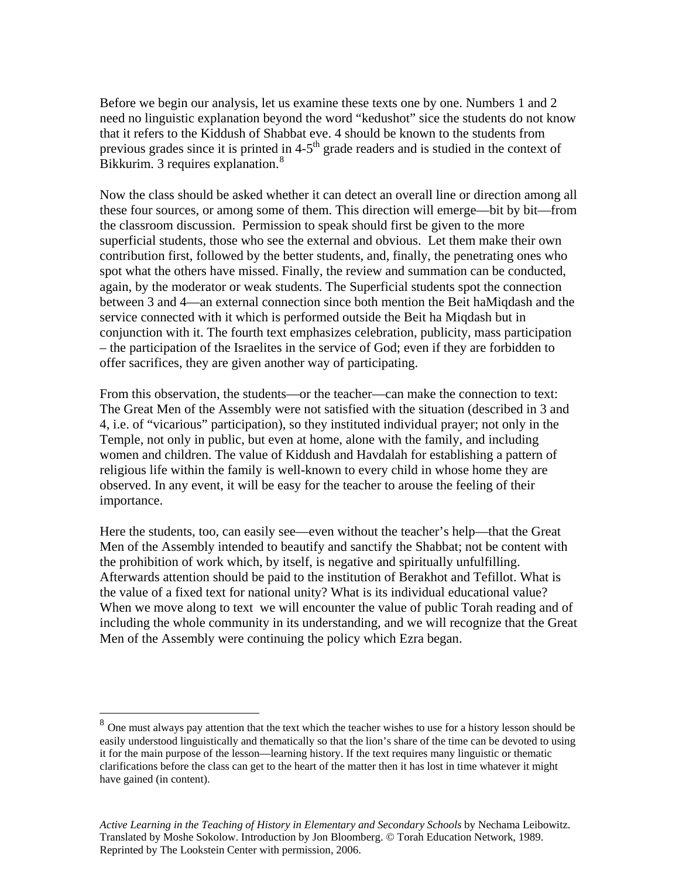Before we begin our analysis, let us examine these texts one by one. Numbers 1 and 2 need no linguistic explanation beyond the word "kedushot" sice the students do not know that it refers to the Kiddush of Shabbat eve. 4 should be known to the students from previous grades since it is printed in 4-5th grade readers and is studied in the context of Bikkurim. 3 requires explanation.[8]

Now the class should be asked whether it can detect an overall line or direction among all these four sources, or among some of them. This direction will emerge—bit by bit—from the classroom discussion. Permission to speak should first be given to the more superficial students, those who see the external and obvious. Let them make their own contribution first, followed by the better students, and, finally, the penetrating ones who spot what the others have missed. Finally, the review and summation can be conducted, again, by the moderator or weak students. The Superficial students spot the connection between 3 and 4—an external connection since both mention the Beit haMiqdash and the service connected with it which is performed outside the Beit ha Miqdash but in conjunction with it. The fourth text emphasizes celebration, publicity, mass participation – the participation of the Israelites in the service of God; even if they are forbidden to offer sacrifices, they are given another way of participating.

From this observation, the students—or the teacher—can make the connection to text: The Great Men of the Assembly were not satisfied with the situation (described in 3 and 4, i.e. of "vicarious" participation), so they instituted individual prayer; not only in the Temple, not only in public, but even at home, alone with the family, and including women and children. The value of Kiddush and Havdalah for establishing a pattern of religious life within the family is well-known to every child in whose home they are observed. In any event, it will be easy for the teacher to arouse the feeling of their importance.

Here the students, too, can easily see—even without the teacher's help—that the Great Men of the Assembly intended to beautify and sanctify the Shabbat; not be content with the prohibition of work which, by itself, is negative and spiritually unfulfilling. Afterwards attention should be paid to the institution of Berakhot and Tefillot. What is the value of a fixed text for national unity? What is its individual educational value? When we move along to text we will encounter the value of public Torah reading and of including the whole community in its understanding, and we will recognize that the Great Men of the Assembly were continuing the policy which Ezra began.

---

[8] One must always pay attention that the text which the teacher wishes to use for a history lesson should be easily understood linguistically and thematically so that the lion's share of the time can be devoted to using it for the main purpose of the lesson—learning history. If the text requires many linguistic or thematic clarifications before the class can get to the heart of the matter then it has lost in time whatever it might have gained (in content).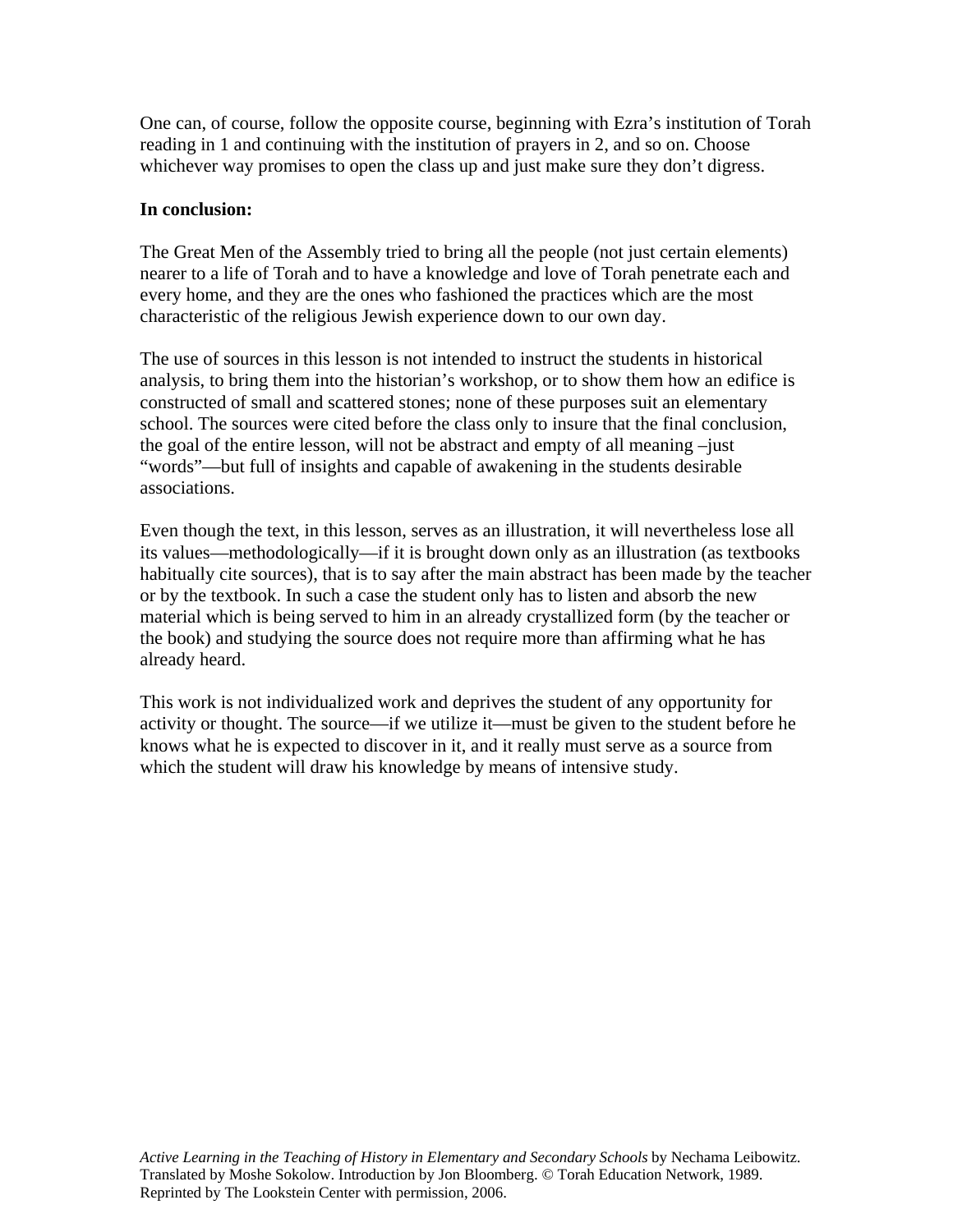One can, of course, follow the opposite course, beginning with Ezra's institution of Torah reading in 1 and continuing with the institution of prayers in 2, and so on. Choose whichever way promises to open the class up and just make sure they don't digress.

**In conclusion:**

The Great Men of the Assembly tried to bring all the people (not just certain elements) nearer to a life of Torah and to have a knowledge and love of Torah penetrate each and every home, and they are the ones who fashioned the practices which are the most characteristic of the religious Jewish experience down to our own day.

The use of sources in this lesson is not intended to instruct the students in historical analysis, to bring them into the historian's workshop, or to show them how an edifice is constructed of small and scattered stones; none of these purposes suit an elementary school. The sources were cited before the class only to insure that the final conclusion, the goal of the entire lesson, will not be abstract and empty of all meaning –just "words"—but full of insights and capable of awakening in the students desirable associations.

Even though the text, in this lesson, serves as an illustration, it will nevertheless lose all its values—methodologically—if it is brought down only as an illustration (as textbooks habitually cite sources), that is to say after the main abstract has been made by the teacher or by the textbook. In such a case the student only has to listen and absorb the new material which is being served to him in an already crystallized form (by the teacher or the book) and studying the source does not require more than affirming what he has already heard.

This work is not individualized work and deprives the student of any opportunity for activity or thought. The source—if we utilize it—must be given to the student before he knows what he is expected to discover in it, and it really must serve as a source from which the student will draw his knowledge by means of intensive study.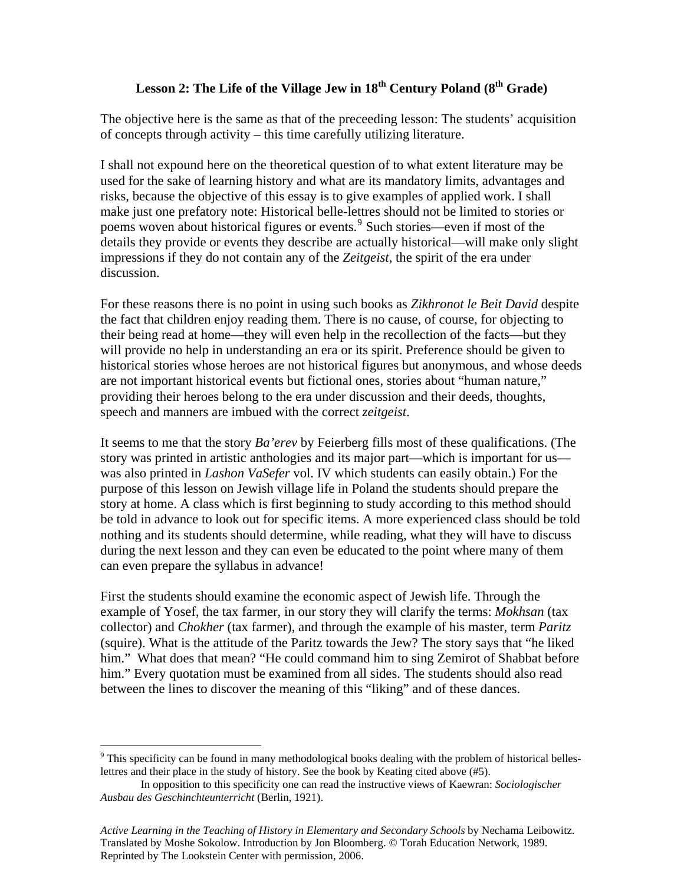## Lesson 2: The Life of the Village Jew in 18th Century Poland (8th Grade)

The objective here is the same as that of the preceeding lesson: The students' acquisition of concepts through activity – this time carefully utilizing literature.

I shall not expound here on the theoretical question of to what extent literature may be used for the sake of learning history and what are its mandatory limits, advantages and risks, because the objective of this essay is to give examples of applied work. I shall make just one prefatory note: Historical belle-lettres should not be limited to stories or poems woven about historical figures or events.[9] Such stories—even if most of the details they provide or events they describe are actually historical—will make only slight impressions if they do not contain any of the *Zeitgeist*, the spirit of the era under discussion.

For these reasons there is no point in using such books as *Zikhronot le Beit David* despite the fact that children enjoy reading them. There is no cause, of course, for objecting to their being read at home—they will even help in the recollection of the facts—but they will provide no help in understanding an era or its spirit. Preference should be given to historical stories whose heroes are not historical figures but anonymous, and whose deeds are not important historical events but fictional ones, stories about "human nature," providing their heroes belong to the era under discussion and their deeds, thoughts, speech and manners are imbued with the correct *zeitgeist*.

It seems to me that the story *Ba'erev* by Feierberg fills most of these qualifications. (The story was printed in artistic anthologies and its major part—which is important for us—was also printed in *Lashon VaSefer* vol. IV which students can easily obtain.) For the purpose of this lesson on Jewish village life in Poland the students should prepare the story at home. A class which is first beginning to study according to this method should be told in advance to look out for specific items. A more experienced class should be told nothing and its students should determine, while reading, what they will have to discuss during the next lesson and they can even be educated to the point where many of them can even prepare the syllabus in advance!

First the students should examine the economic aspect of Jewish life. Through the example of Yosef, the tax farmer, in our story they will clarify the terms: *Mokhsan* (tax collector) and *Chokher* (tax farmer), and through the example of his master, term *Paritz* (squire). What is the attitude of the Paritz towards the Jew? The story says that "he liked him." What does that mean? "He could command him to sing Zemirot of Shabbat before him." Every quotation must be examined from all sides. The students should also read between the lines to discover the meaning of this "liking" and of these dances.

---

[9] This specificity can be found in many methodological books dealing with the problem of historical belles-lettres and their place in the study of history. See the book by Keating cited above (#5).

In opposition to this specificity one can read the instructive views of Kaewran: *Sociologischer Ausbau des Geschinchteunterricht* (Berlin, 1921).

*Active Learning in the Teaching of History in Elementary and Secondary Schools* by Nechama Leibowitz. Translated by Moshe Sokolow. Introduction by Jon Bloomberg. © Torah Education Network, 1989. Reprinted by The Lookstein Center with permission, 2006.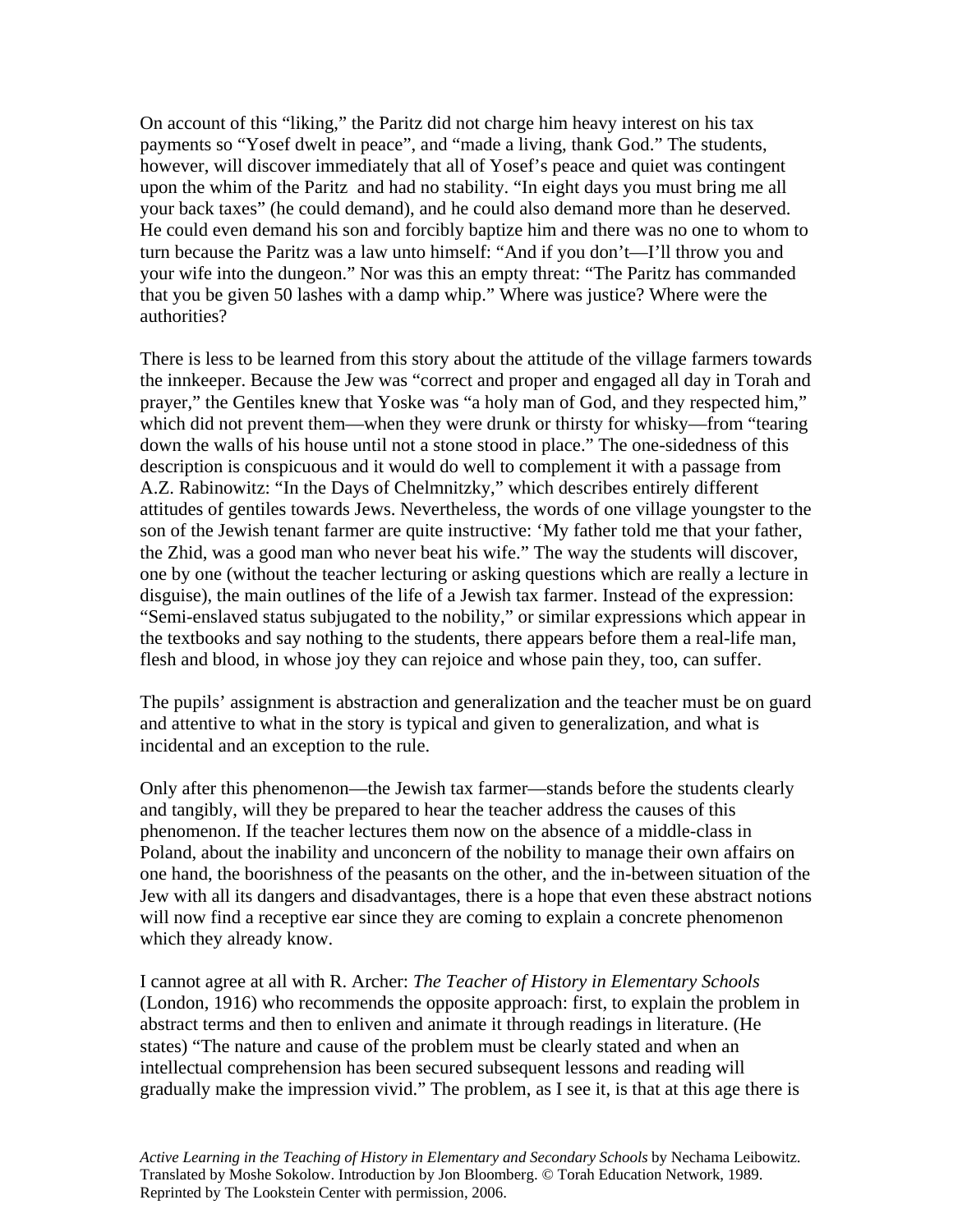On account of this "liking," the Paritz did not charge him heavy interest on his tax payments so "Yosef dwelt in peace", and "made a living, thank God." The students, however, will discover immediately that all of Yosef's peace and quiet was contingent upon the whim of the Paritz and had no stability. "In eight days you must bring me all your back taxes" (he could demand), and he could also demand more than he deserved. He could even demand his son and forcibly baptize him and there was no one to whom to turn because the Paritz was a law unto himself: "And if you don't—I'll throw you and your wife into the dungeon." Nor was this an empty threat: "The Paritz has commanded that you be given 50 lashes with a damp whip." Where was justice? Where were the authorities?

There is less to be learned from this story about the attitude of the village farmers towards the innkeeper. Because the Jew was "correct and proper and engaged all day in Torah and prayer," the Gentiles knew that Yoske was "a holy man of God, and they respected him," which did not prevent them—when they were drunk or thirsty for whisky—from "tearing down the walls of his house until not a stone stood in place." The one-sidedness of this description is conspicuous and it would do well to complement it with a passage from A.Z. Rabinowitz: "In the Days of Chelmnitzky," which describes entirely different attitudes of gentiles towards Jews. Nevertheless, the words of one village youngster to the son of the Jewish tenant farmer are quite instructive: 'My father told me that your father, the Zhid, was a good man who never beat his wife." The way the students will discover, one by one (without the teacher lecturing or asking questions which are really a lecture in disguise), the main outlines of the life of a Jewish tax farmer. Instead of the expression: "Semi-enslaved status subjugated to the nobility," or similar expressions which appear in the textbooks and say nothing to the students, there appears before them a real-life man, flesh and blood, in whose joy they can rejoice and whose pain they, too, can suffer.

The pupils' assignment is abstraction and generalization and the teacher must be on guard and attentive to what in the story is typical and given to generalization, and what is incidental and an exception to the rule.

Only after this phenomenon—the Jewish tax farmer—stands before the students clearly and tangibly, will they be prepared to hear the teacher address the causes of this phenomenon. If the teacher lectures them now on the absence of a middle-class in Poland, about the inability and unconcern of the nobility to manage their own affairs on one hand, the boorishness of the peasants on the other, and the in-between situation of the Jew with all its dangers and disadvantages, there is a hope that even these abstract notions will now find a receptive ear since they are coming to explain a concrete phenomenon which they already know.

I cannot agree at all with R. Archer: *The Teacher of History in Elementary Schools* (London, 1916) who recommends the opposite approach: first, to explain the problem in abstract terms and then to enliven and animate it through readings in literature. (He states) "The nature and cause of the problem must be clearly stated and when an intellectual comprehension has been secured subsequent lessons and reading will gradually make the impression vivid." The problem, as I see it, is that at this age there is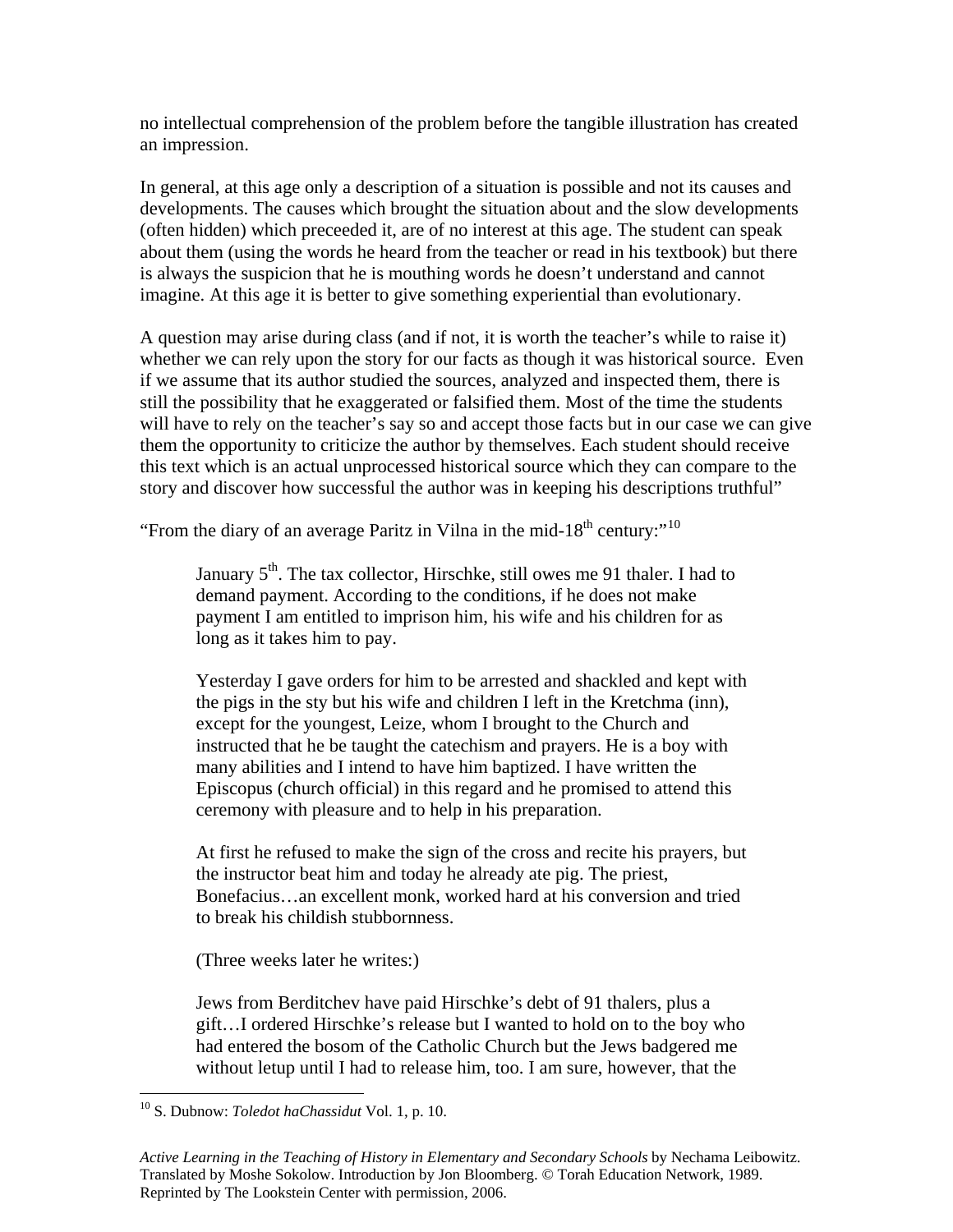no intellectual comprehension of the problem before the tangible illustration has created an impression.

In general, at this age only a description of a situation is possible and not its causes and developments. The causes which brought the situation about and the slow developments (often hidden) which preceeded it, are of no interest at this age. The student can speak about them (using the words he heard from the teacher or read in his textbook) but there is always the suspicion that he is mouthing words he doesn't understand and cannot imagine. At this age it is better to give something experiential than evolutionary.

A question may arise during class (and if not, it is worth the teacher's while to raise it) whether we can rely upon the story for our facts as though it was historical source. Even if we assume that its author studied the sources, analyzed and inspected them, there is still the possibility that he exaggerated or falsified them. Most of the time the students will have to rely on the teacher's say so and accept those facts but in our case we can give them the opportunity to criticize the author by themselves. Each student should receive this text which is an actual unprocessed historical source which they can compare to the story and discover how successful the author was in keeping his descriptions truthful"

"From the diary of an average Paritz in Vilna in the mid-18th century:"[10]

> January 5th. The tax collector, Hirschke, still owes me 91 thaler. I had to demand payment. According to the conditions, if he does not make payment I am entitled to imprison him, his wife and his children for as long as it takes him to pay.
>
> Yesterday I gave orders for him to be arrested and shackled and kept with the pigs in the sty but his wife and children I left in the Kretchma (inn), except for the youngest, Leize, whom I brought to the Church and instructed that he be taught the catechism and prayers. He is a boy with many abilities and I intend to have him baptized. I have written the Episcopus (church official) in this regard and he promised to attend this ceremony with pleasure and to help in his preparation.
>
> At first he refused to make the sign of the cross and recite his prayers, but the instructor beat him and today he already ate pig. The priest, Bonefacius…an excellent monk, worked hard at his conversion and tried to break his childish stubbornness.
>
> (Three weeks later he writes:)
>
> Jews from Berditchev have paid Hirschke's debt of 91 thalers, plus a gift…I ordered Hirschke's release but I wanted to hold on to the boy who had entered the bosom of the Catholic Church but the Jews badgered me without letup until I had to release him, too. I am sure, however, that the

[10] S. Dubnow: *Toledot haChassidut* Vol. 1, p. 10.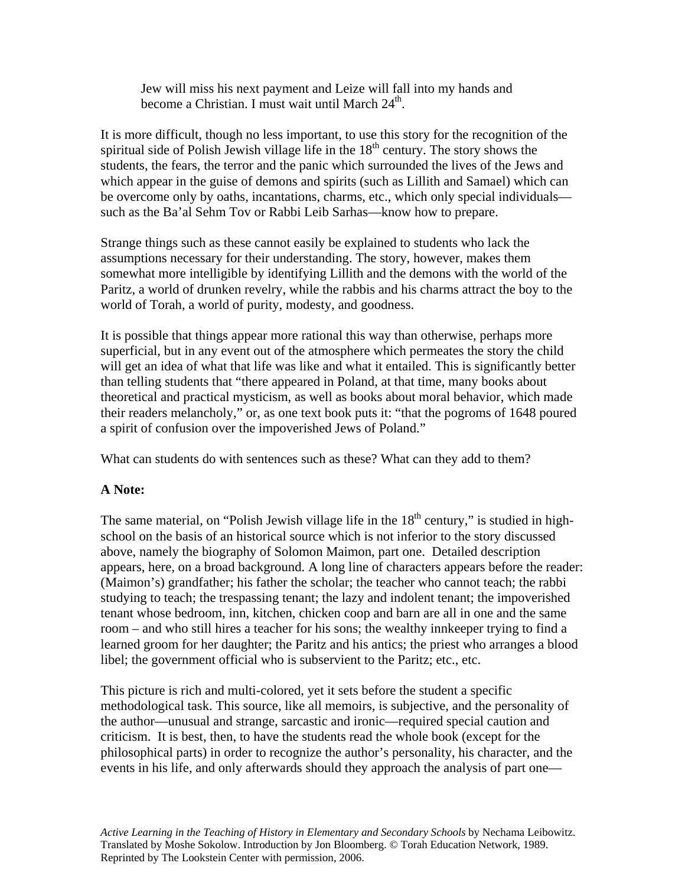> Jew will miss his next payment and Leize will fall into my hands and become a Christian. I must wait until March 24th.

It is more difficult, though no less important, to use this story for the recognition of the spiritual side of Polish Jewish village life in the 18th century. The story shows the students, the fears, the terror and the panic which surrounded the lives of the Jews and which appear in the guise of demons and spirits (such as Lillith and Samael) which can be overcome only by oaths, incantations, charms, etc., which only special individuals—such as the Ba'al Sehm Tov or Rabbi Leib Sarhas—know how to prepare.

Strange things such as these cannot easily be explained to students who lack the assumptions necessary for their understanding. The story, however, makes them somewhat more intelligible by identifying Lillith and the demons with the world of the Paritz, a world of drunken revelry, while the rabbis and his charms attract the boy to the world of Torah, a world of purity, modesty, and goodness.

It is possible that things appear more rational this way than otherwise, perhaps more superficial, but in any event out of the atmosphere which permeates the story the child will get an idea of what that life was like and what it entailed. This is significantly better than telling students that "there appeared in Poland, at that time, many books about theoretical and practical mysticism, as well as books about moral behavior, which made their readers melancholy," or, as one text book puts it: "that the pogroms of 1648 poured a spirit of confusion over the impoverished Jews of Poland."

What can students do with sentences such as these? What can they add to them?

**A Note:**

The same material, on "Polish Jewish village life in the 18th century," is studied in high-school on the basis of an historical source which is not inferior to the story discussed above, namely the biography of Solomon Maimon, part one. Detailed description appears, here, on a broad background. A long line of characters appears before the reader: (Maimon's) grandfather; his father the scholar; the teacher who cannot teach; the rabbi studying to teach; the trespassing tenant; the lazy and indolent tenant; the impoverished tenant whose bedroom, inn, kitchen, chicken coop and barn are all in one and the same room – and who still hires a teacher for his sons; the wealthy innkeeper trying to find a learned groom for her daughter; the Paritz and his antics; the priest who arranges a blood libel; the government official who is subservient to the Paritz; etc., etc.

This picture is rich and multi-colored, yet it sets before the student a specific methodological task. This source, like all memoirs, is subjective, and the personality of the author—unusual and strange, sarcastic and ironic—required special caution and criticism. It is best, then, to have the students read the whole book (except for the philosophical parts) in order to recognize the author's personality, his character, and the events in his life, and only afterwards should they approach the analysis of part one—

*Active Learning in the Teaching of History in Elementary and Secondary Schools* by Nechama Leibowitz. Translated by Moshe Sokolow. Introduction by Jon Bloomberg. © Torah Education Network, 1989. Reprinted by The Lookstein Center with permission, 2006.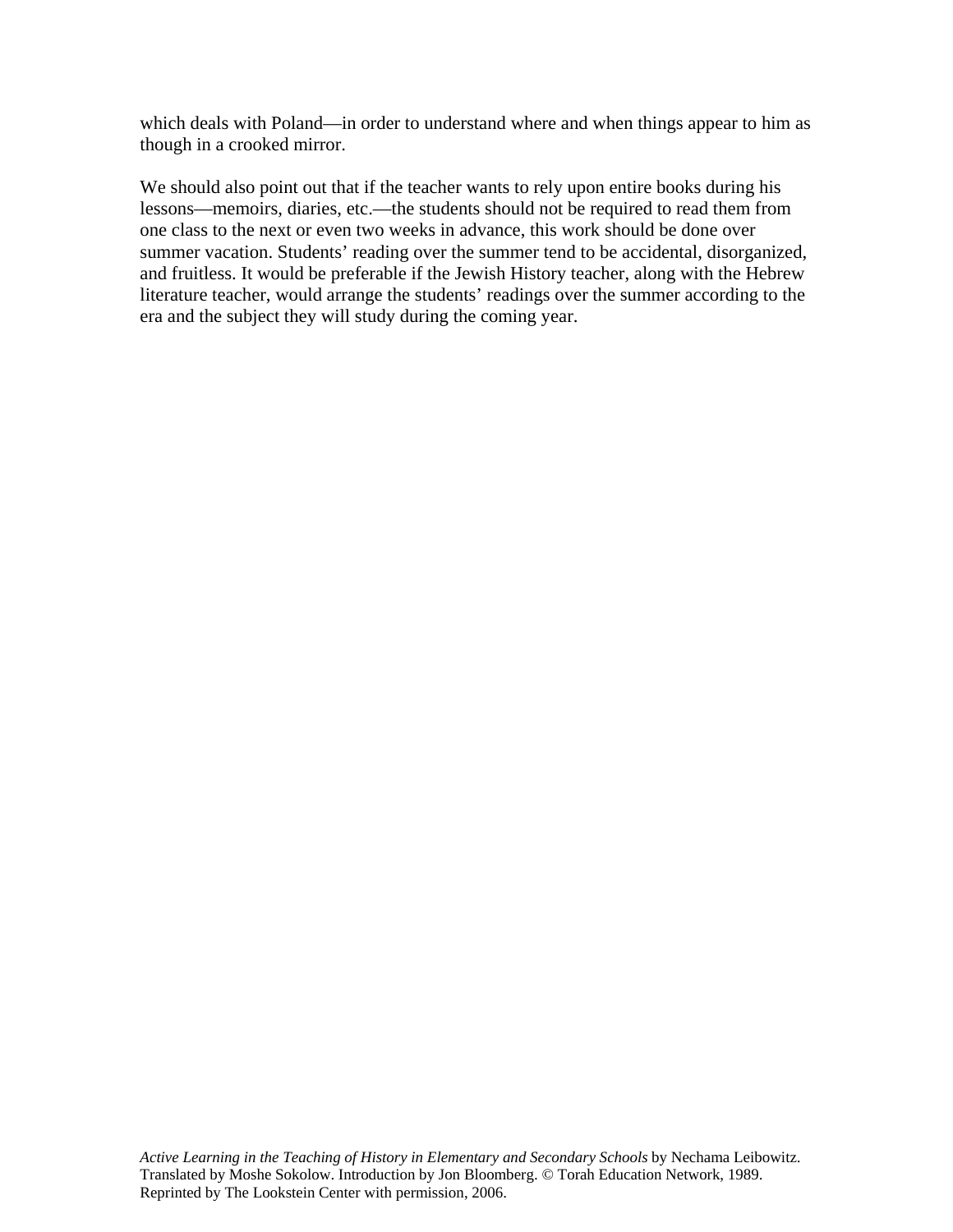which deals with Poland—in order to understand where and when things appear to him as though in a crooked mirror.

We should also point out that if the teacher wants to rely upon entire books during his lessons—memoirs, diaries, etc.—the students should not be required to read them from one class to the next or even two weeks in advance, this work should be done over summer vacation. Students' reading over the summer tend to be accidental, disorganized, and fruitless. It would be preferable if the Jewish History teacher, along with the Hebrew literature teacher, would arrange the students' readings over the summer according to the era and the subject they will study during the coming year.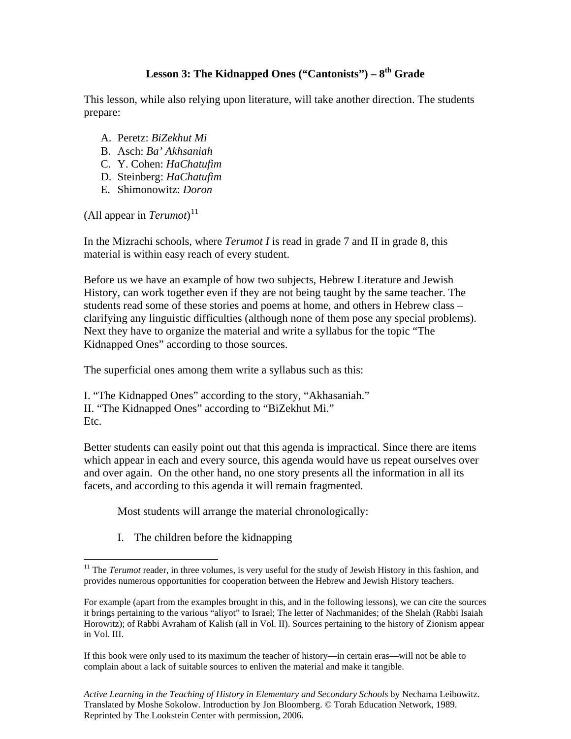**Lesson 3: The Kidnapped Ones ("Cantonists") – 8th Grade**

This lesson, while also relying upon literature, will take another direction. The students prepare:

A. Peretz: *BiZekhut Mi*
B. Asch: *Ba' Akhsaniah*
C. Y. Cohen: *HaChatufim*
D. Steinberg: *HaChatufim*
E. Shimonowitz: *Doron*

(All appear in *Terumot*)[11]

In the Mizrachi schools, where *Terumot I* is read in grade 7 and II in grade 8, this material is within easy reach of every student.

Before us we have an example of how two subjects, Hebrew Literature and Jewish History, can work together even if they are not being taught by the same teacher. The students read some of these stories and poems at home, and others in Hebrew class – clarifying any linguistic difficulties (although none of them pose any special problems). Next they have to organize the material and write a syllabus for the topic "The Kidnapped Ones" according to those sources.

The superficial ones among them write a syllabus such as this:

I. "The Kidnapped Ones" according to the story, "Akhasaniah."
II. "The Kidnapped Ones" according to "BiZekhut Mi."
Etc.

Better students can easily point out that this agenda is impractical. Since there are items which appear in each and every source, this agenda would have us repeat ourselves over and over again. On the other hand, no one story presents all the information in all its facets, and according to this agenda it will remain fragmented.

Most students will arrange the material chronologically:

I. The children before the kidnapping

---

[11] The *Terumot* reader, in three volumes, is very useful for the study of Jewish History in this fashion, and provides numerous opportunities for cooperation between the Hebrew and Jewish History teachers.

For example (apart from the examples brought in this, and in the following lessons), we can cite the sources it brings pertaining to the various "aliyot" to Israel; The letter of Nachmanides; of the Shelah (Rabbi Isaiah Horowitz); of Rabbi Avraham of Kalish (all in Vol. II). Sources pertaining to the history of Zionism appear in Vol. III.

If this book were only used to its maximum the teacher of history—in certain eras—will not be able to complain about a lack of suitable sources to enliven the material and make it tangible.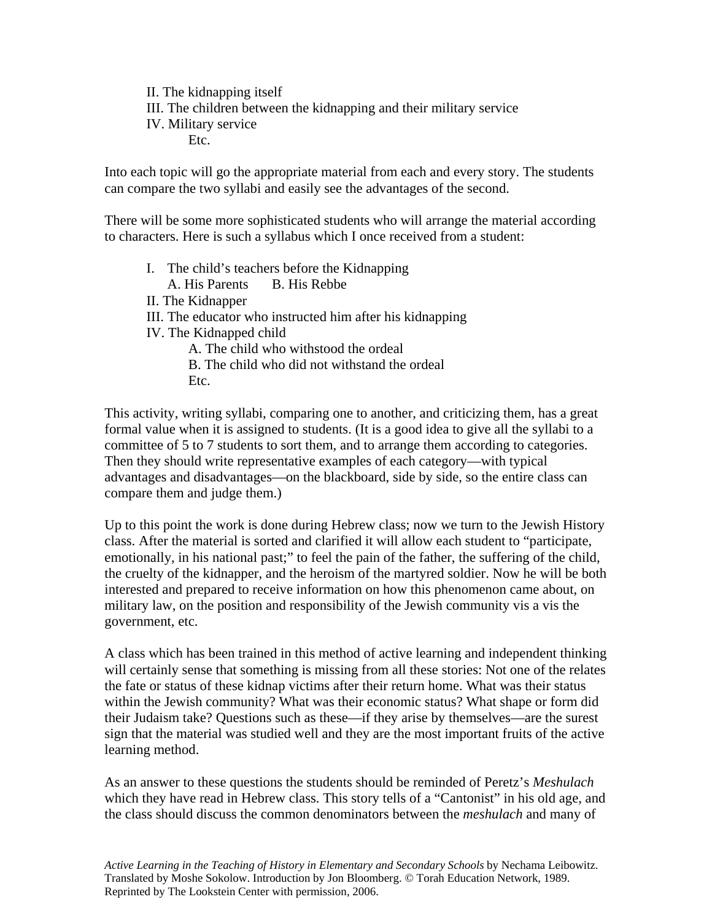II. The kidnapping itself
III. The children between the kidnapping and their military service
IV. Military service
    Etc.

Into each topic will go the appropriate material from each and every story. The students can compare the two syllabi and easily see the advantages of the second.

There will be some more sophisticated students who will arrange the material according to characters. Here is such a syllabus which I once received from a student:

I. The child's teachers before the Kidnapping
   A. His Parents   B. His Rebbe
II. The Kidnapper
III. The educator who instructed him after his kidnapping
IV. The Kidnapped child
    A. The child who withstood the ordeal
    B. The child who did not withstand the ordeal
    Etc.

This activity, writing syllabi, comparing one to another, and criticizing them, has a great formal value when it is assigned to students. (It is a good idea to give all the syllabi to a committee of 5 to 7 students to sort them, and to arrange them according to categories. Then they should write representative examples of each category—with typical advantages and disadvantages—on the blackboard, side by side, so the entire class can compare them and judge them.)

Up to this point the work is done during Hebrew class; now we turn to the Jewish History class. After the material is sorted and clarified it will allow each student to "participate, emotionally, in his national past;" to feel the pain of the father, the suffering of the child, the cruelty of the kidnapper, and the heroism of the martyred soldier. Now he will be both interested and prepared to receive information on how this phenomenon came about, on military law, on the position and responsibility of the Jewish community vis a vis the government, etc.

A class which has been trained in this method of active learning and independent thinking will certainly sense that something is missing from all these stories: Not one of the relates the fate or status of these kidnap victims after their return home. What was their status within the Jewish community? What was their economic status? What shape or form did their Judaism take? Questions such as these—if they arise by themselves—are the surest sign that the material was studied well and they are the most important fruits of the active learning method.

As an answer to these questions the students should be reminded of Peretz's *Meshulach* which they have read in Hebrew class. This story tells of a "Cantonist" in his old age, and the class should discuss the common denominators between the *meshulach* and many of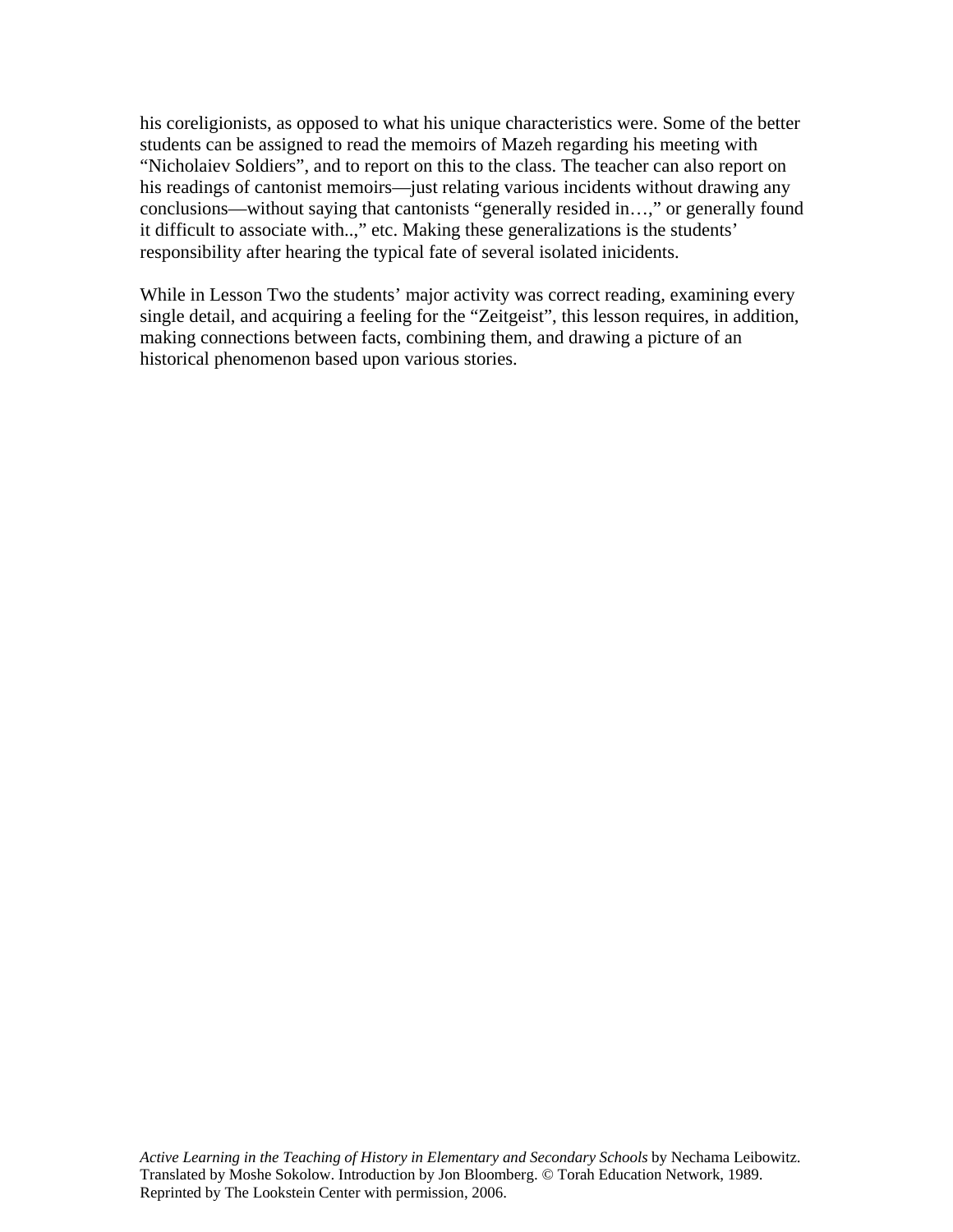his coreligionists, as opposed to what his unique characteristics were. Some of the better students can be assigned to read the memoirs of Mazeh regarding his meeting with "Nicholaiev Soldiers", and to report on this to the class. The teacher can also report on his readings of cantonist memoirs—just relating various incidents without drawing any conclusions—without saying that cantonists "generally resided in…," or generally found it difficult to associate with..," etc. Making these generalizations is the students' responsibility after hearing the typical fate of several isolated inicidents.

While in Lesson Two the students' major activity was correct reading, examining every single detail, and acquiring a feeling for the "Zeitgeist", this lesson requires, in addition, making connections between facts, combining them, and drawing a picture of an historical phenomenon based upon various stories.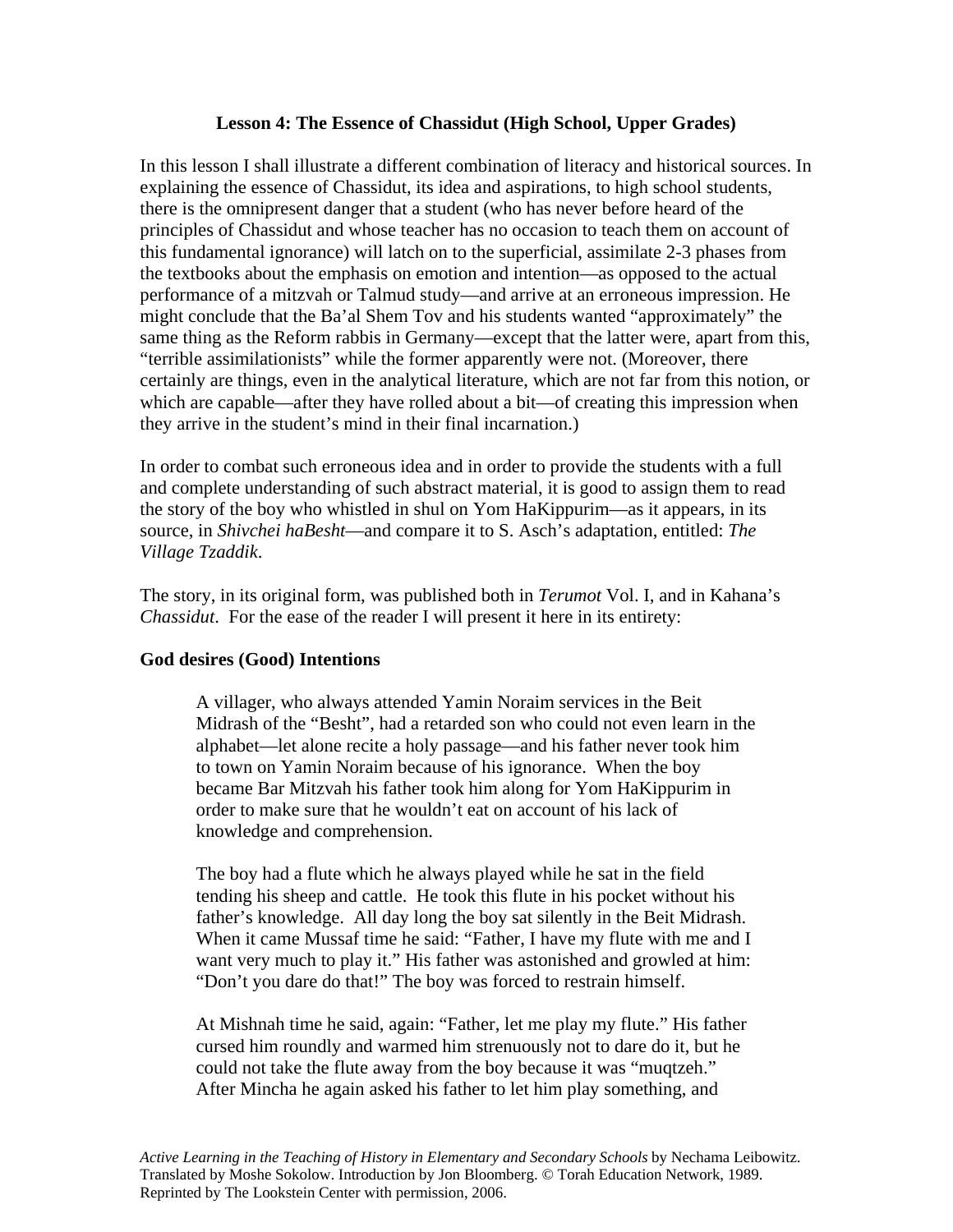**Lesson 4: The Essence of Chassidut (High School, Upper Grades)**

In this lesson I shall illustrate a different combination of literacy and historical sources. In explaining the essence of Chassidut, its idea and aspirations, to high school students, there is the omnipresent danger that a student (who has never before heard of the principles of Chassidut and whose teacher has no occasion to teach them on account of this fundamental ignorance) will latch on to the superficial, assimilate 2-3 phases from the textbooks about the emphasis on emotion and intention—as opposed to the actual performance of a mitzvah or Talmud study—and arrive at an erroneous impression. He might conclude that the Ba'al Shem Tov and his students wanted "approximately" the same thing as the Reform rabbis in Germany—except that the latter were, apart from this, "terrible assimilationists" while the former apparently were not. (Moreover, there certainly are things, even in the analytical literature, which are not far from this notion, or which are capable—after they have rolled about a bit—of creating this impression when they arrive in the student's mind in their final incarnation.)

In order to combat such erroneous idea and in order to provide the students with a full and complete understanding of such abstract material, it is good to assign them to read the story of the boy who whistled in shul on Yom HaKippurim—as it appears, in its source, in *Shivchei haBesht*—and compare it to S. Asch's adaptation, entitled: *The Village Tzaddik*.

The story, in its original form, was published both in *Terumot* Vol. I, and in Kahana's *Chassidut*. For the ease of the reader I will present it here in its entirety:

**God desires (Good) Intentions**

> A villager, who always attended Yamin Noraim services in the Beit Midrash of the "Besht", had a retarded son who could not even learn in the alphabet—let alone recite a holy passage—and his father never took him to town on Yamin Noraim because of his ignorance. When the boy became Bar Mitzvah his father took him along for Yom HaKippurim in order to make sure that he wouldn't eat on account of his lack of knowledge and comprehension.
>
> The boy had a flute which he always played while he sat in the field tending his sheep and cattle. He took this flute in his pocket without his father's knowledge. All day long the boy sat silently in the Beit Midrash. When it came Mussaf time he said: "Father, I have my flute with me and I want very much to play it." His father was astonished and growled at him: "Don't you dare do that!" The boy was forced to restrain himself.
>
> At Mishnah time he said, again: "Father, let me play my flute." His father cursed him roundly and warmed him strenuously not to dare do it, but he could not take the flute away from the boy because it was "muqtzeh." After Mincha he again asked his father to let him play something, and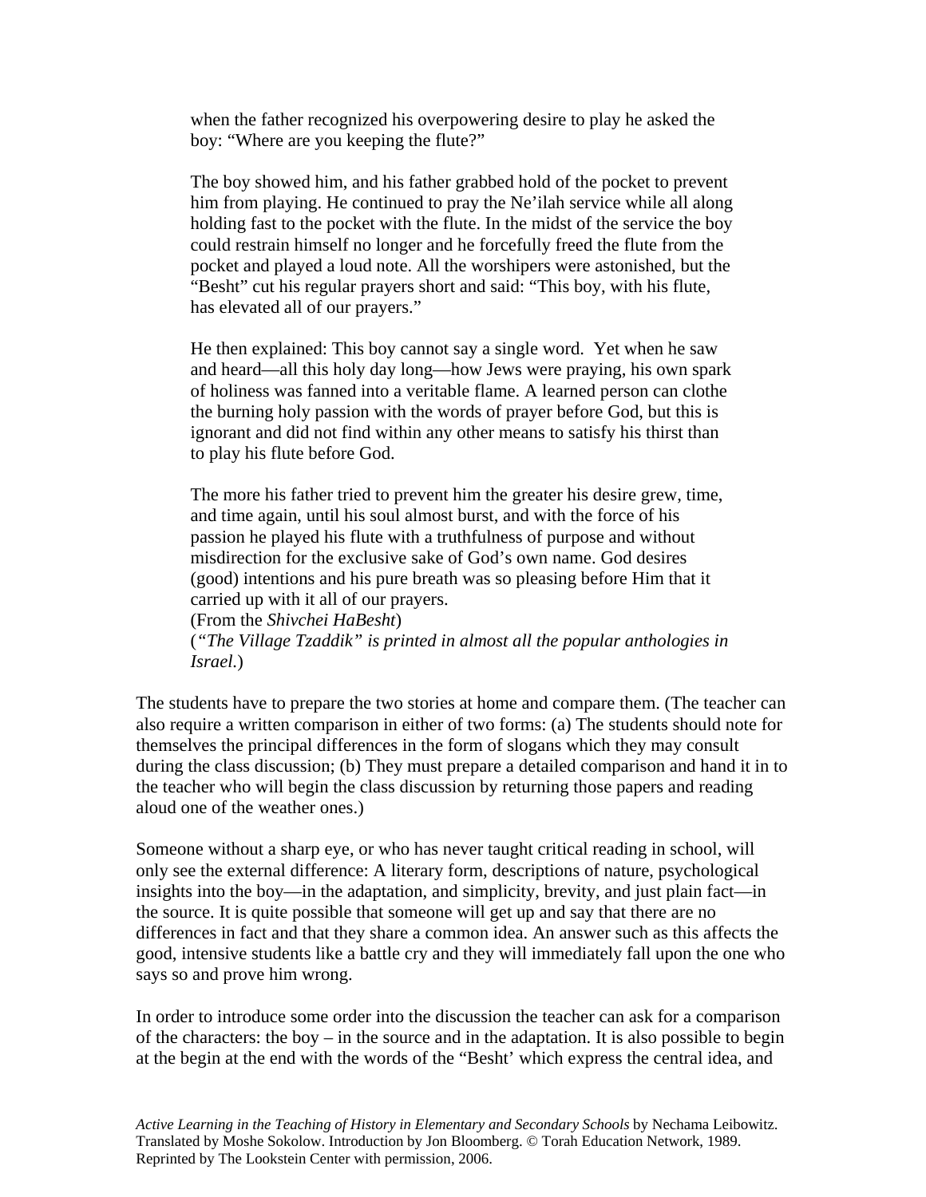when the father recognized his overpowering desire to play he asked the boy: "Where are you keeping the flute?"

The boy showed him, and his father grabbed hold of the pocket to prevent him from playing. He continued to pray the Ne'ilah service while all along holding fast to the pocket with the flute. In the midst of the service the boy could restrain himself no longer and he forcefully freed the flute from the pocket and played a loud note. All the worshipers were astonished, but the "Besht" cut his regular prayers short and said: "This boy, with his flute, has elevated all of our prayers."

He then explained: This boy cannot say a single word. Yet when he saw and heard—all this holy day long—how Jews were praying, his own spark of holiness was fanned into a veritable flame. A learned person can clothe the burning holy passion with the words of prayer before God, but this is ignorant and did not find within any other means to satisfy his thirst than to play his flute before God.

The more his father tried to prevent him the greater his desire grew, time, and time again, until his soul almost burst, and with the force of his passion he played his flute with a truthfulness of purpose and without misdirection for the exclusive sake of God's own name. God desires (good) intentions and his pure breath was so pleasing before Him that it carried up with it all of our prayers.
(From the *Shivchei HaBesht*)
(*"The Village Tzaddik" is printed in almost all the popular anthologies in Israel.*)

The students have to prepare the two stories at home and compare them. (The teacher can also require a written comparison in either of two forms: (a) The students should note for themselves the principal differences in the form of slogans which they may consult during the class discussion; (b) They must prepare a detailed comparison and hand it in to the teacher who will begin the class discussion by returning those papers and reading aloud one of the weather ones.)

Someone without a sharp eye, or who has never taught critical reading in school, will only see the external difference: A literary form, descriptions of nature, psychological insights into the boy—in the adaptation, and simplicity, brevity, and just plain fact—in the source. It is quite possible that someone will get up and say that there are no differences in fact and that they share a common idea. An answer such as this affects the good, intensive students like a battle cry and they will immediately fall upon the one who says so and prove him wrong.

In order to introduce some order into the discussion the teacher can ask for a comparison of the characters: the boy – in the source and in the adaptation. It is also possible to begin at the begin at the end with the words of the "Besht' which express the central idea, and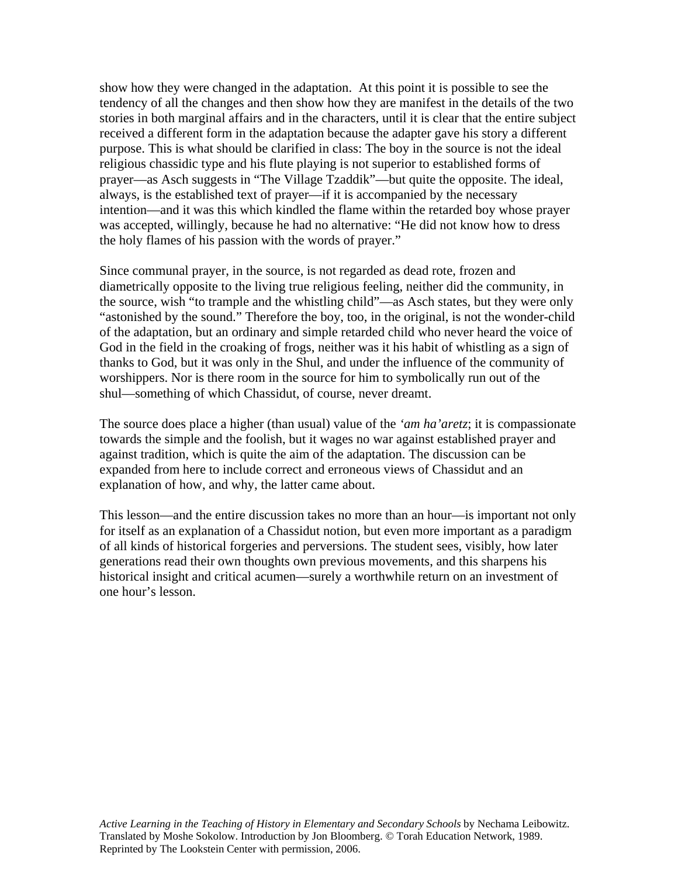show how they were changed in the adaptation. At this point it is possible to see the tendency of all the changes and then show how they are manifest in the details of the two stories in both marginal affairs and in the characters, until it is clear that the entire subject received a different form in the adaptation because the adapter gave his story a different purpose. This is what should be clarified in class: The boy in the source is not the ideal religious chassidic type and his flute playing is not superior to established forms of prayer—as Asch suggests in "The Village Tzaddik"—but quite the opposite. The ideal, always, is the established text of prayer—if it is accompanied by the necessary intention—and it was this which kindled the flame within the retarded boy whose prayer was accepted, willingly, because he had no alternative: "He did not know how to dress the holy flames of his passion with the words of prayer."

Since communal prayer, in the source, is not regarded as dead rote, frozen and diametrically opposite to the living true religious feeling, neither did the community, in the source, wish "to trample and the whistling child"—as Asch states, but they were only "astonished by the sound." Therefore the boy, too, in the original, is not the wonder-child of the adaptation, but an ordinary and simple retarded child who never heard the voice of God in the field in the croaking of frogs, neither was it his habit of whistling as a sign of thanks to God, but it was only in the Shul, and under the influence of the community of worshippers. Nor is there room in the source for him to symbolically run out of the shul—something of which Chassidut, of course, never dreamt.

The source does place a higher (than usual) value of the *'am ha'aretz*; it is compassionate towards the simple and the foolish, but it wages no war against established prayer and against tradition, which is quite the aim of the adaptation. The discussion can be expanded from here to include correct and erroneous views of Chassidut and an explanation of how, and why, the latter came about.

This lesson—and the entire discussion takes no more than an hour—is important not only for itself as an explanation of a Chassidut notion, but even more important as a paradigm of all kinds of historical forgeries and perversions. The student sees, visibly, how later generations read their own thoughts own previous movements, and this sharpens his historical insight and critical acumen—surely a worthwhile return on an investment of one hour's lesson.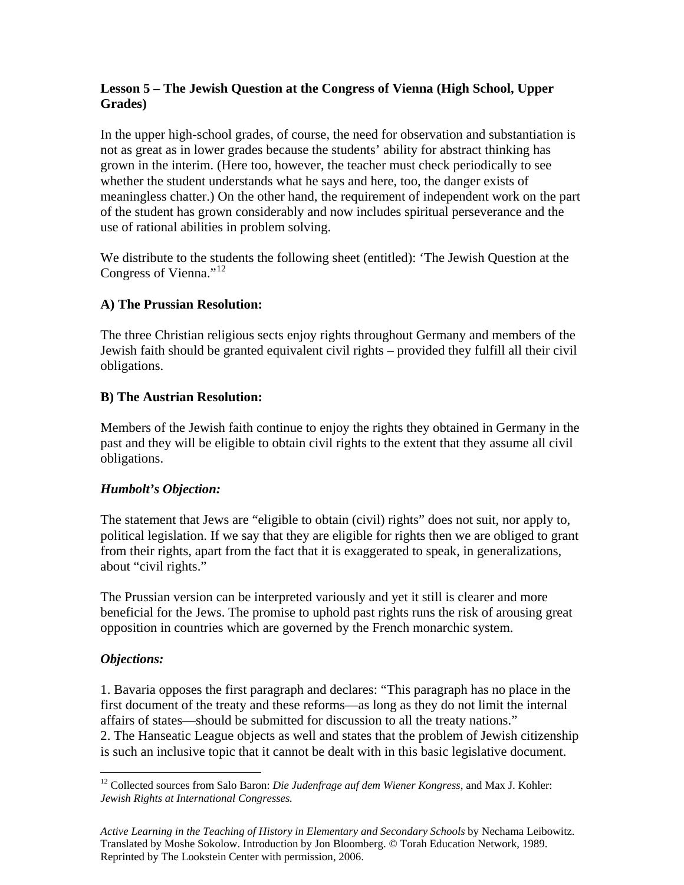**Lesson 5 – The Jewish Question at the Congress of Vienna (High School, Upper Grades)**

In the upper high-school grades, of course, the need for observation and substantiation is not as great as in lower grades because the students' ability for abstract thinking has grown in the interim. (Here too, however, the teacher must check periodically to see whether the student understands what he says and here, too, the danger exists of meaningless chatter.) On the other hand, the requirement of independent work on the part of the student has grown considerably and now includes spiritual perseverance and the use of rational abilities in problem solving.

We distribute to the students the following sheet (entitled): 'The Jewish Question at the Congress of Vienna."[12]

**A) The Prussian Resolution:**

The three Christian religious sects enjoy rights throughout Germany and members of the Jewish faith should be granted equivalent civil rights – provided they fulfill all their civil obligations.

**B) The Austrian Resolution:**

Members of the Jewish faith continue to enjoy the rights they obtained in Germany in the past and they will be eligible to obtain civil rights to the extent that they assume all civil obligations.

***Humbolt's Objection:***

The statement that Jews are "eligible to obtain (civil) rights" does not suit, nor apply to, political legislation. If we say that they are eligible for rights then we are obliged to grant from their rights, apart from the fact that it is exaggerated to speak, in generalizations, about "civil rights."

The Prussian version can be interpreted variously and yet it still is clearer and more beneficial for the Jews. The promise to uphold past rights runs the risk of arousing great opposition in countries which are governed by the French monarchic system.

***Objections:***

1. Bavaria opposes the first paragraph and declares: "This paragraph has no place in the first document of the treaty and these reforms—as long as they do not limit the internal affairs of states—should be submitted for discussion to all the treaty nations."
2. The Hanseatic League objects as well and states that the problem of Jewish citizenship is such an inclusive topic that it cannot be dealt with in this basic legislative document.

[12] Collected sources from Salo Baron: *Die Judenfrage auf dem Wiener Kongress*, and Max J. Kohler: *Jewish Rights at International Congresses.*

*Active Learning in the Teaching of History in Elementary and Secondary Schools* by Nechama Leibowitz. Translated by Moshe Sokolow. Introduction by Jon Bloomberg. © Torah Education Network, 1989. Reprinted by The Lookstein Center with permission, 2006.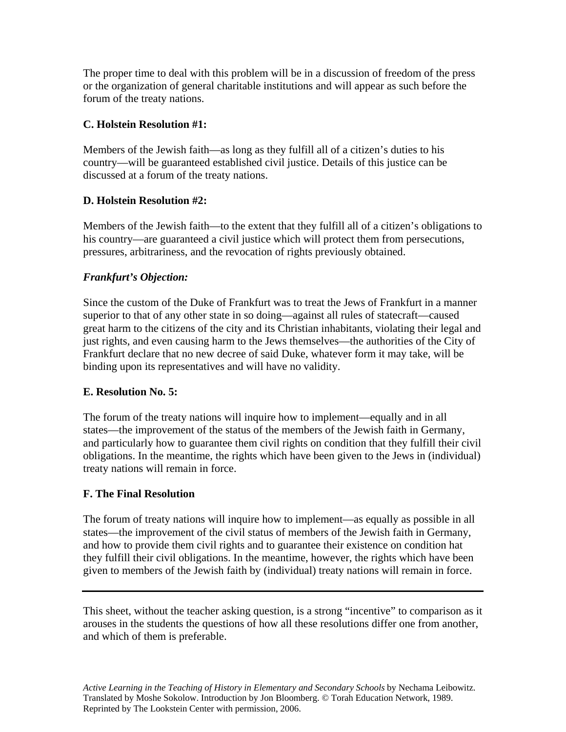The proper time to deal with this problem will be in a discussion of freedom of the press or the organization of general charitable institutions and will appear as such before the forum of the treaty nations.

**C. Holstein Resolution #1:**

Members of the Jewish faith—as long as they fulfill all of a citizen's duties to his country—will be guaranteed established civil justice. Details of this justice can be discussed at a forum of the treaty nations.

**D. Holstein Resolution #2:**

Members of the Jewish faith—to the extent that they fulfill all of a citizen's obligations to his country—are guaranteed a civil justice which will protect them from persecutions, pressures, arbitrariness, and the revocation of rights previously obtained.

***Frankfurt's Objection:***

Since the custom of the Duke of Frankfurt was to treat the Jews of Frankfurt in a manner superior to that of any other state in so doing—against all rules of statecraft—caused great harm to the citizens of the city and its Christian inhabitants, violating their legal and just rights, and even causing harm to the Jews themselves—the authorities of the City of Frankfurt declare that no new decree of said Duke, whatever form it may take, will be binding upon its representatives and will have no validity.

**E. Resolution No. 5:**

The forum of the treaty nations will inquire how to implement—equally and in all states—the improvement of the status of the members of the Jewish faith in Germany, and particularly how to guarantee them civil rights on condition that they fulfill their civil obligations. In the meantime, the rights which have been given to the Jews in (individual) treaty nations will remain in force.

**F. The Final Resolution**

The forum of treaty nations will inquire how to implement—as equally as possible in all states—the improvement of the civil status of members of the Jewish faith in Germany, and how to provide them civil rights and to guarantee their existence on condition hat they fulfill their civil obligations. In the meantime, however, the rights which have been given to members of the Jewish faith by (individual) treaty nations will remain in force.

---

This sheet, without the teacher asking question, is a strong "incentive" to comparison as it arouses in the students the questions of how all these resolutions differ one from another, and which of them is preferable.

*Active Learning in the Teaching of History in Elementary and Secondary Schools* by Nechama Leibowitz. Translated by Moshe Sokolow. Introduction by Jon Bloomberg. © Torah Education Network, 1989. Reprinted by The Lookstein Center with permission, 2006.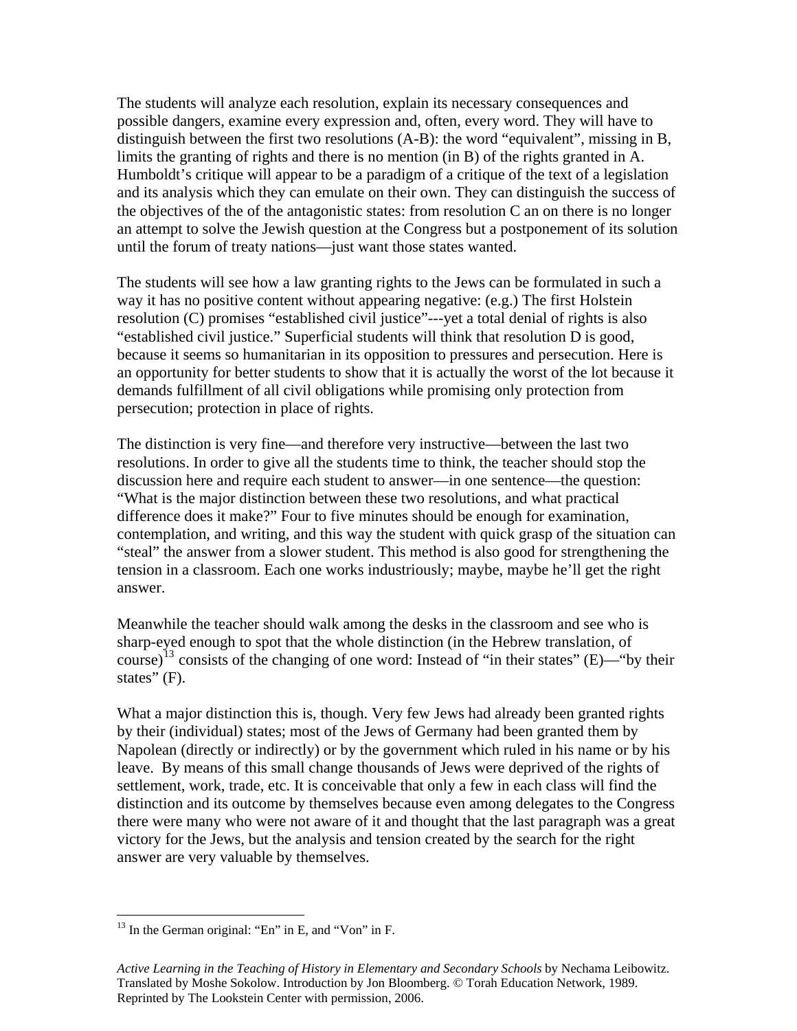The students will analyze each resolution, explain its necessary consequences and possible dangers, examine every expression and, often, every word. They will have to distinguish between the first two resolutions (A-B): the word "equivalent", missing in B, limits the granting of rights and there is no mention (in B) of the rights granted in A. Humboldt's critique will appear to be a paradigm of a critique of the text of a legislation and its analysis which they can emulate on their own. They can distinguish the success of the objectives of the of the antagonistic states: from resolution C an on there is no longer an attempt to solve the Jewish question at the Congress but a postponement of its solution until the forum of treaty nations—just want those states wanted.

The students will see how a law granting rights to the Jews can be formulated in such a way it has no positive content without appearing negative: (e.g.) The first Holstein resolution (C) promises "established civil justice"---yet a total denial of rights is also "established civil justice." Superficial students will think that resolution D is good, because it seems so humanitarian in its opposition to pressures and persecution. Here is an opportunity for better students to show that it is actually the worst of the lot because it demands fulfillment of all civil obligations while promising only protection from persecution; protection in place of rights.

The distinction is very fine—and therefore very instructive—between the last two resolutions. In order to give all the students time to think, the teacher should stop the discussion here and require each student to answer—in one sentence—the question: "What is the major distinction between these two resolutions, and what practical difference does it make?" Four to five minutes should be enough for examination, contemplation, and writing, and this way the student with quick grasp of the situation can "steal" the answer from a slower student. This method is also good for strengthening the tension in a classroom. Each one works industriously; maybe, maybe he'll get the right answer.

Meanwhile the teacher should walk among the desks in the classroom and see who is sharp-eyed enough to spot that the whole distinction (in the Hebrew translation, of course)[13] consists of the changing of one word: Instead of "in their states" (E)—"by their states" (F).

What a major distinction this is, though. Very few Jews had already been granted rights by their (individual) states; most of the Jews of Germany had been granted them by Napolean (directly or indirectly) or by the government which ruled in his name or by his leave. By means of this small change thousands of Jews were deprived of the rights of settlement, work, trade, etc. It is conceivable that only a few in each class will find the distinction and its outcome by themselves because even among delegates to the Congress there were many who were not aware of it and thought that the last paragraph was a great victory for the Jews, but the analysis and tension created by the search for the right answer are very valuable by themselves.

---

[13] In the German original: "En" in E, and "Von" in F.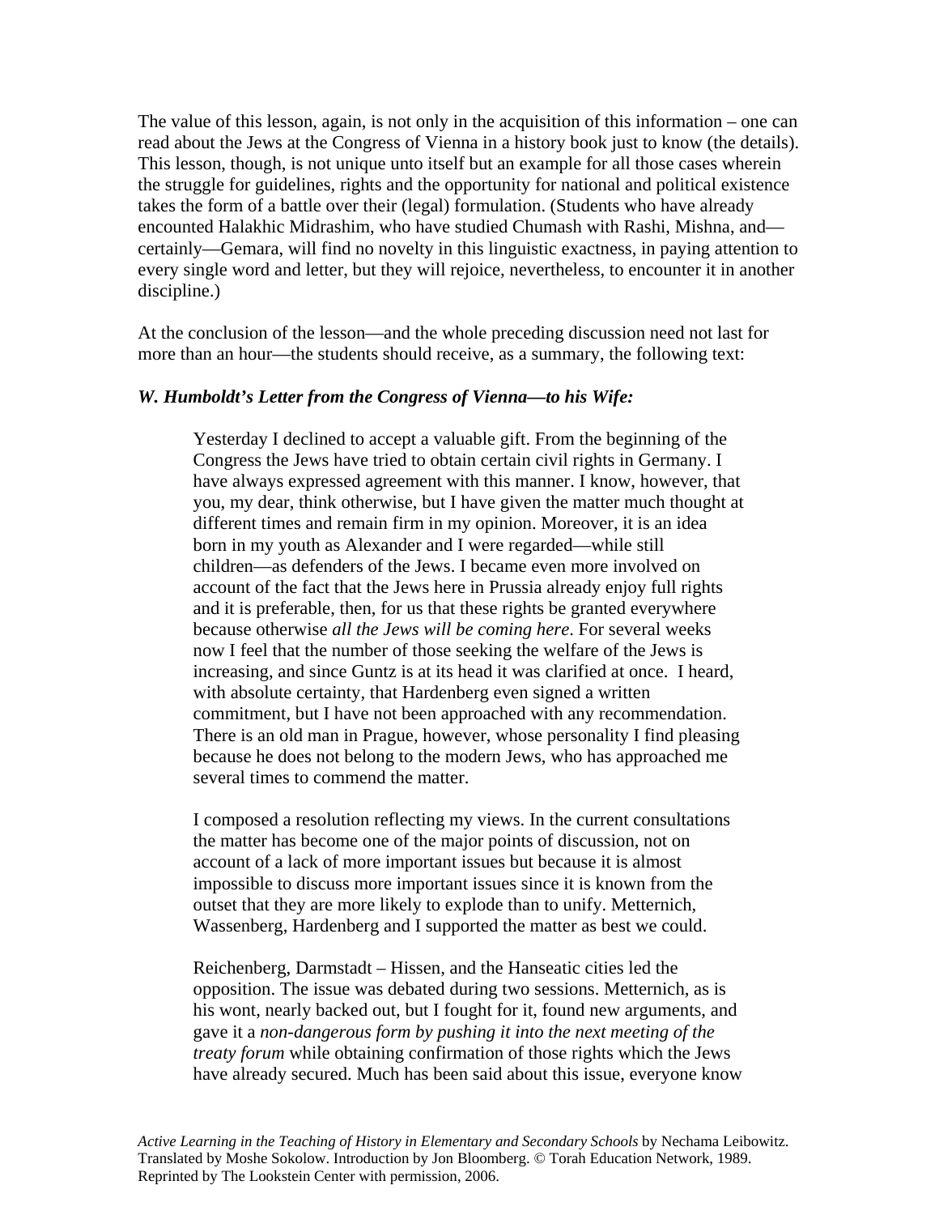The value of this lesson, again, is not only in the acquisition of this information – one can read about the Jews at the Congress of Vienna in a history book just to know (the details). This lesson, though, is not unique unto itself but an example for all those cases wherein the struggle for guidelines, rights and the opportunity for national and political existence takes the form of a battle over their (legal) formulation. (Students who have already encounted Halakhic Midrashim, who have studied Chumash with Rashi, Mishna, and—certainly—Gemara, will find no novelty in this linguistic exactness, in paying attention to every single word and letter, but they will rejoice, nevertheless, to encounter it in another discipline.)

At the conclusion of the lesson—and the whole preceding discussion need not last for more than an hour—the students should receive, as a summary, the following text:

***W. Humboldt's Letter from the Congress of Vienna—to his Wife:***

> Yesterday I declined to accept a valuable gift. From the beginning of the Congress the Jews have tried to obtain certain civil rights in Germany. I have always expressed agreement with this manner. I know, however, that you, my dear, think otherwise, but I have given the matter much thought at different times and remain firm in my opinion. Moreover, it is an idea born in my youth as Alexander and I were regarded—while still children—as defenders of the Jews. I became even more involved on account of the fact that the Jews here in Prussia already enjoy full rights and it is preferable, then, for us that these rights be granted everywhere because otherwise *all the Jews will be coming here*. For several weeks now I feel that the number of those seeking the welfare of the Jews is increasing, and since Guntz is at its head it was clarified at once. I heard, with absolute certainty, that Hardenberg even signed a written commitment, but I have not been approached with any recommendation. There is an old man in Prague, however, whose personality I find pleasing because he does not belong to the modern Jews, who has approached me several times to commend the matter.
>
> I composed a resolution reflecting my views. In the current consultations the matter has become one of the major points of discussion, not on account of a lack of more important issues but because it is almost impossible to discuss more important issues since it is known from the outset that they are more likely to explode than to unify. Metternich, Wassenberg, Hardenberg and I supported the matter as best we could.
>
> Reichenberg, Darmstadt – Hissen, and the Hanseatic cities led the opposition. The issue was debated during two sessions. Metternich, as is his wont, nearly backed out, but I fought for it, found new arguments, and gave it a *non-dangerous form by pushing it into the next meeting of the treaty forum* while obtaining confirmation of those rights which the Jews have already secured. Much has been said about this issue, everyone know

*Active Learning in the Teaching of History in Elementary and Secondary Schools* by Nechama Leibowitz. Translated by Moshe Sokolow. Introduction by Jon Bloomberg. © Torah Education Network, 1989. Reprinted by The Lookstein Center with permission, 2006.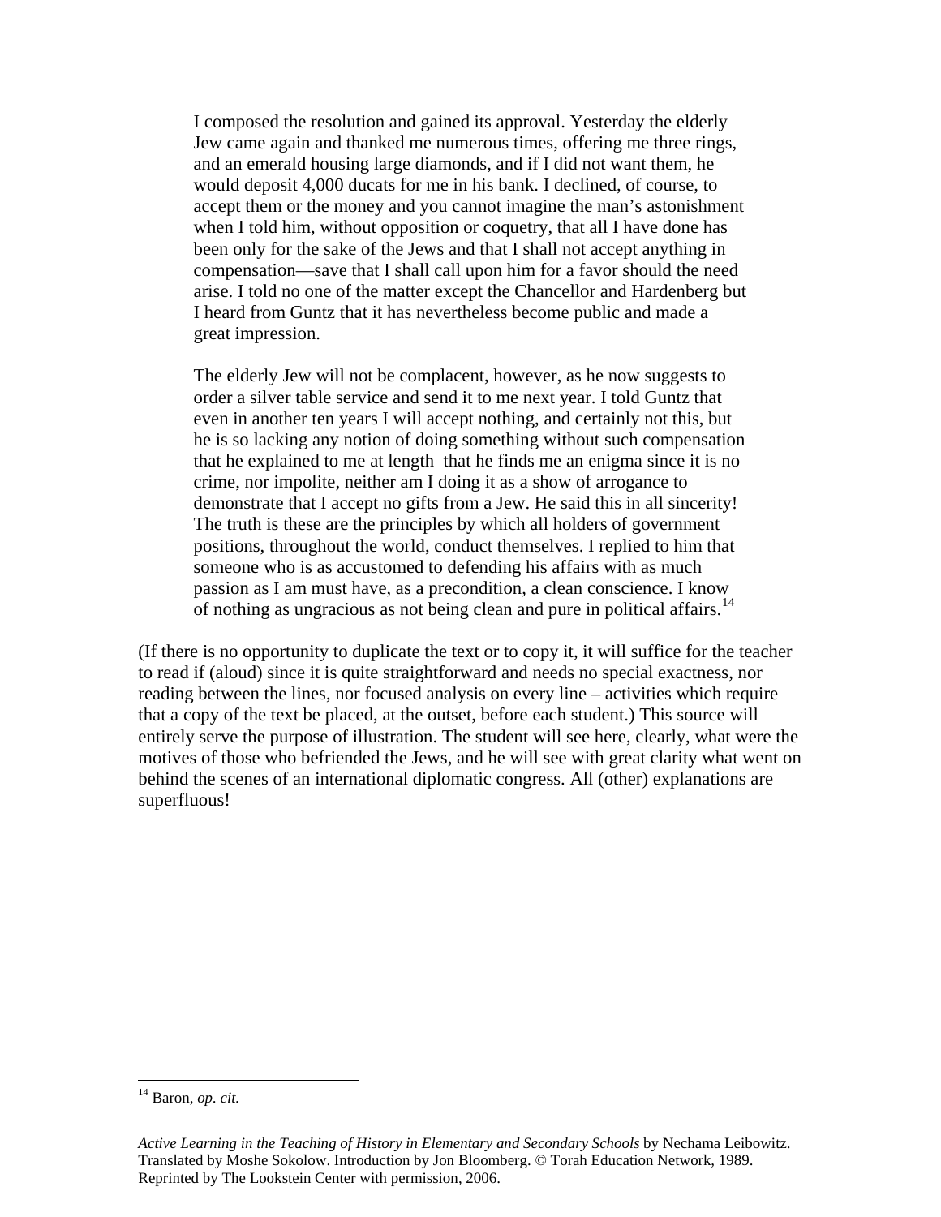> I composed the resolution and gained its approval. Yesterday the elderly Jew came again and thanked me numerous times, offering me three rings, and an emerald housing large diamonds, and if I did not want them, he would deposit 4,000 ducats for me in his bank. I declined, of course, to accept them or the money and you cannot imagine the man's astonishment when I told him, without opposition or coquetry, that all I have done has been only for the sake of the Jews and that I shall not accept anything in compensation—save that I shall call upon him for a favor should the need arise. I told no one of the matter except the Chancellor and Hardenberg but I heard from Guntz that it has nevertheless become public and made a great impression.
>
> The elderly Jew will not be complacent, however, as he now suggests to order a silver table service and send it to me next year. I told Guntz that even in another ten years I will accept nothing, and certainly not this, but he is so lacking any notion of doing something without such compensation that he explained to me at length that he finds me an enigma since it is no crime, nor impolite, neither am I doing it as a show of arrogance to demonstrate that I accept no gifts from a Jew. He said this in all sincerity! The truth is these are the principles by which all holders of government positions, throughout the world, conduct themselves. I replied to him that someone who is as accustomed to defending his affairs with as much passion as I am must have, as a precondition, a clean conscience. I know of nothing as ungracious as not being clean and pure in political affairs.[14]

(If there is no opportunity to duplicate the text or to copy it, it will suffice for the teacher to read if (aloud) since it is quite straightforward and needs no special exactness, nor reading between the lines, nor focused analysis on every line – activities which require that a copy of the text be placed, at the outset, before each student.) This source will entirely serve the purpose of illustration. The student will see here, clearly, what were the motives of those who befriended the Jews, and he will see with great clarity what went on behind the scenes of an international diplomatic congress. All (other) explanations are superfluous!

---

[14] Baron, *op. cit.*

*Active Learning in the Teaching of History in Elementary and Secondary Schools* by Nechama Leibowitz. Translated by Moshe Sokolow. Introduction by Jon Bloomberg. © Torah Education Network, 1989. Reprinted by The Lookstein Center with permission, 2006.